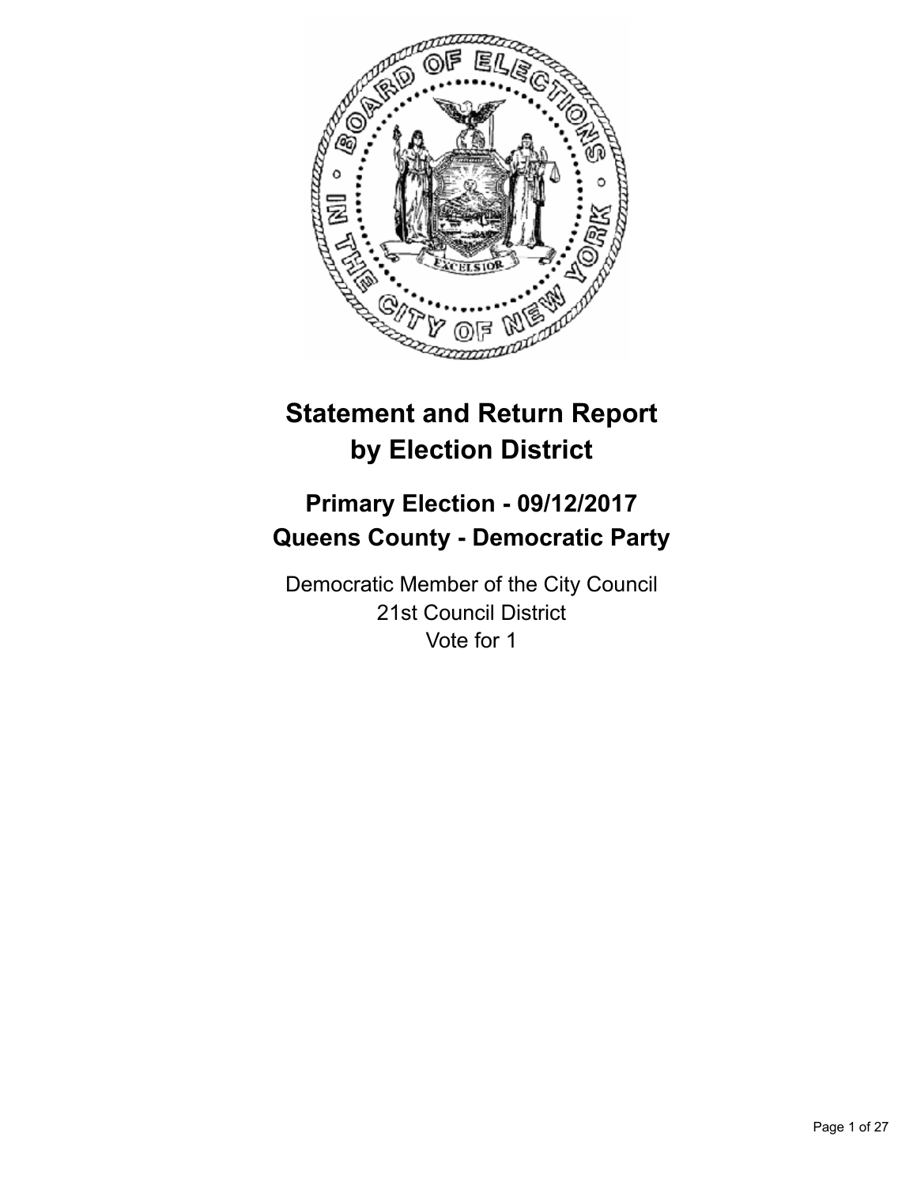# Statement and Return Report by Election District

## Primary Election - 09/12/2017
## Queens County - Democratic Party

Democratic Member of the City Council
21st Council District
Vote for 1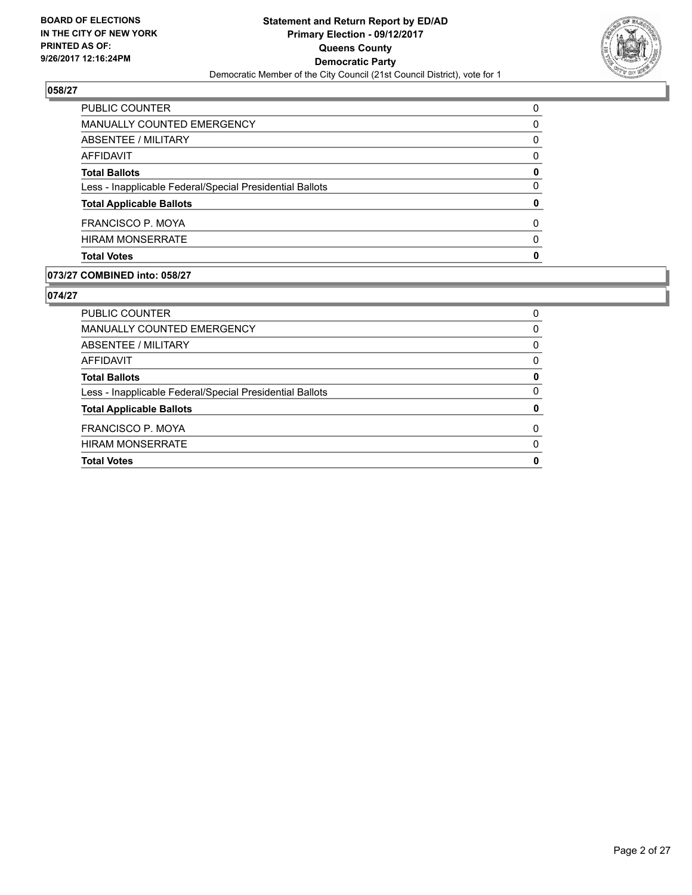**BOARD OF ELECTIONS IN THE CITY OF NEW YORK PRINTED AS OF: 9/26/2017 12:16:24PM**

**Statement and Return Report by ED/AD Primary Election - 09/12/2017 Queens County Democratic Party**

Democratic Member of the City Council (21st Council District), vote for 1

## 058/27

| | |
|---|---|
| PUBLIC COUNTER | 0 |
| MANUALLY COUNTED EMERGENCY | 0 |
| ABSENTEE / MILITARY | 0 |
| AFFIDAVIT | 0 |
| **Total Ballots** | **0** |
| Less - Inapplicable Federal/Special Presidential Ballots | 0 |
| **Total Applicable Ballots** | **0** |
| FRANCISCO P. MOYA | 0 |
| HIRAM MONSERRATE | 0 |
| **Total Votes** | **0** |

## 073/27 COMBINED into: 058/27

## 074/27

| | |
|---|---|
| PUBLIC COUNTER | 0 |
| MANUALLY COUNTED EMERGENCY | 0 |
| ABSENTEE / MILITARY | 0 |
| AFFIDAVIT | 0 |
| **Total Ballots** | **0** |
| Less - Inapplicable Federal/Special Presidential Ballots | 0 |
| **Total Applicable Ballots** | **0** |
| FRANCISCO P. MOYA | 0 |
| HIRAM MONSERRATE | 0 |
| **Total Votes** | **0** |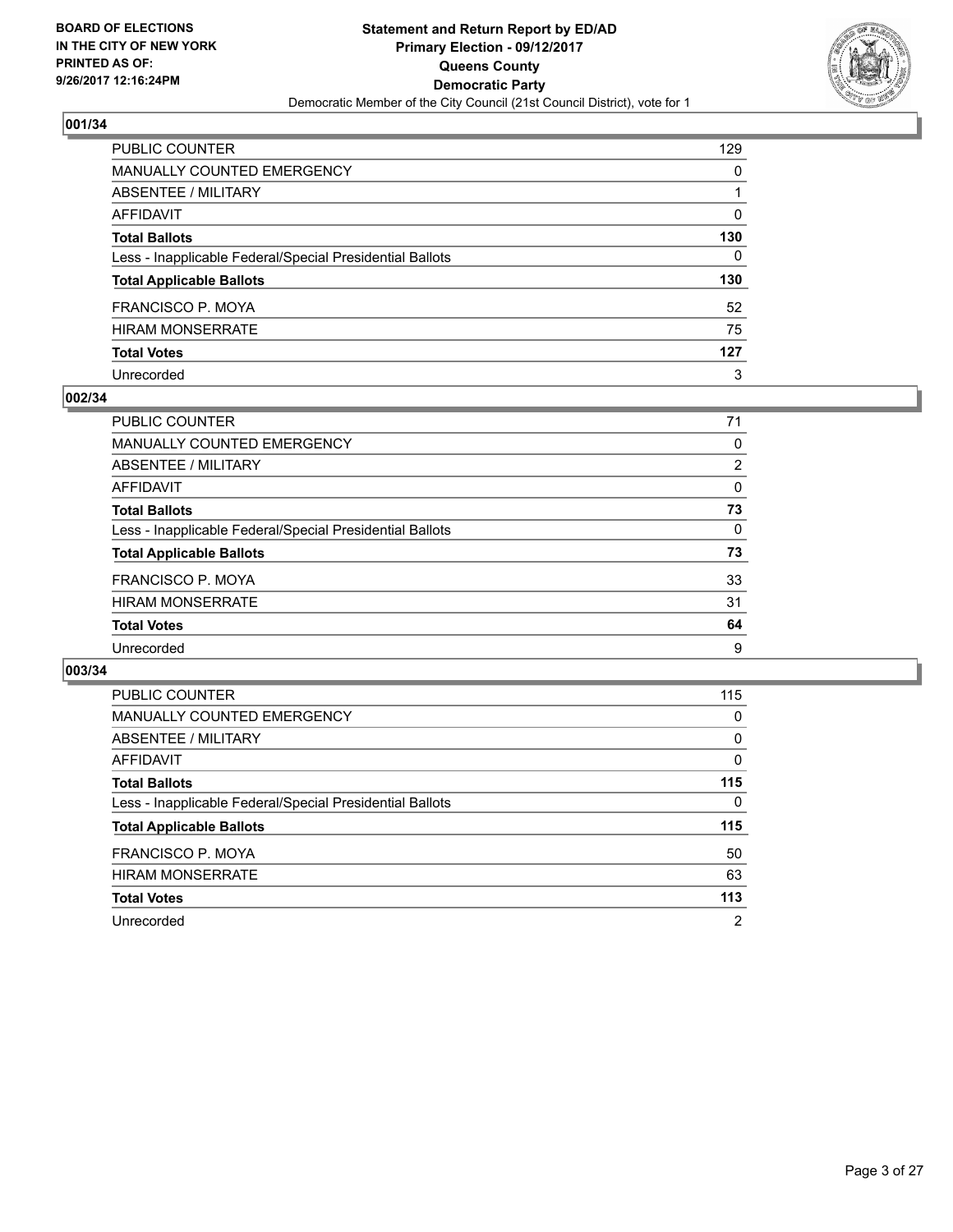**BOARD OF ELECTIONS**
**IN THE CITY OF NEW YORK**
**PRINTED AS OF:**
**9/26/2017 12:16:24PM**

**Statement and Return Report by ED/AD**
**Primary Election - 09/12/2017**
**Queens County**
**Democratic Party**
Democratic Member of the City Council (21st Council District), vote for 1

### 001/34

| | |
|---|---|
| PUBLIC COUNTER | 129 |
| MANUALLY COUNTED EMERGENCY | 0 |
| ABSENTEE / MILITARY | 1 |
| AFFIDAVIT | 0 |
| **Total Ballots** | **130** |
| Less - Inapplicable Federal/Special Presidential Ballots | 0 |
| **Total Applicable Ballots** | **130** |
| FRANCISCO P. MOYA | 52 |
| HIRAM MONSERRATE | 75 |
| **Total Votes** | **127** |
| Unrecorded | 3 |

### 002/34

| | |
|---|---|
| PUBLIC COUNTER | 71 |
| MANUALLY COUNTED EMERGENCY | 0 |
| ABSENTEE / MILITARY | 2 |
| AFFIDAVIT | 0 |
| **Total Ballots** | **73** |
| Less - Inapplicable Federal/Special Presidential Ballots | 0 |
| **Total Applicable Ballots** | **73** |
| FRANCISCO P. MOYA | 33 |
| HIRAM MONSERRATE | 31 |
| **Total Votes** | **64** |
| Unrecorded | 9 |

### 003/34

| | |
|---|---|
| PUBLIC COUNTER | 115 |
| MANUALLY COUNTED EMERGENCY | 0 |
| ABSENTEE / MILITARY | 0 |
| AFFIDAVIT | 0 |
| **Total Ballots** | **115** |
| Less - Inapplicable Federal/Special Presidential Ballots | 0 |
| **Total Applicable Ballots** | **115** |
| FRANCISCO P. MOYA | 50 |
| HIRAM MONSERRATE | 63 |
| **Total Votes** | **113** |
| Unrecorded | 2 |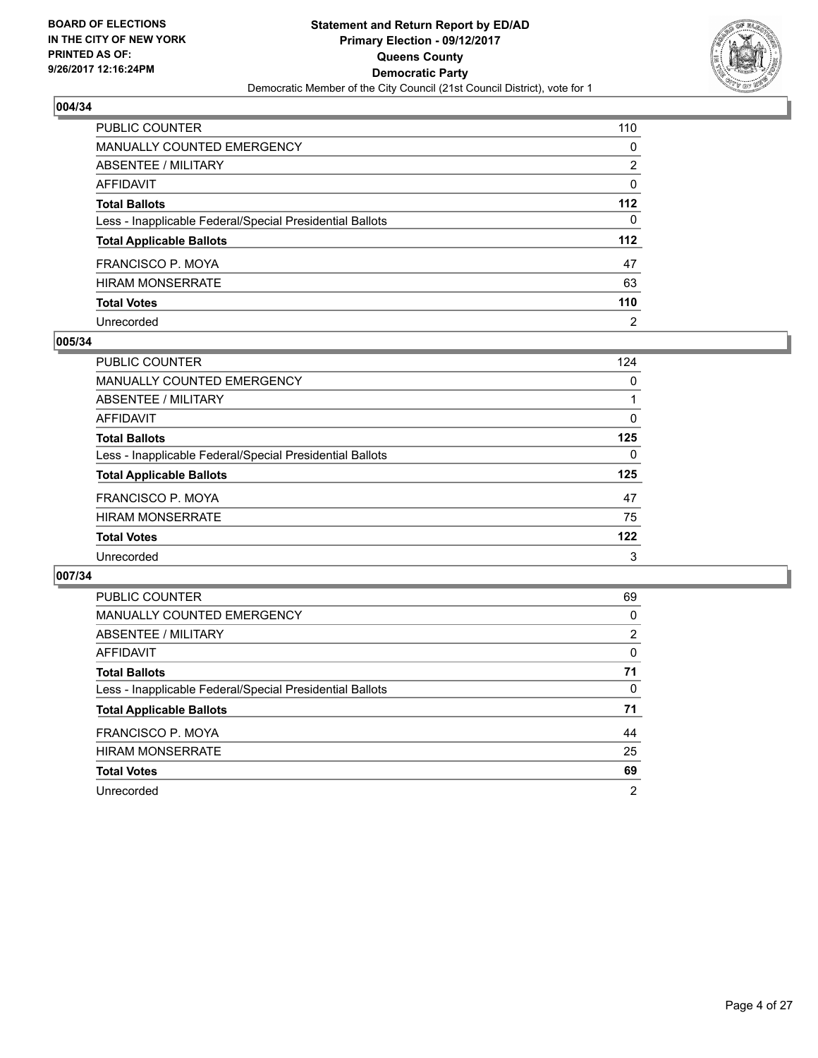**BOARD OF ELECTIONS**
**IN THE CITY OF NEW YORK**
**PRINTED AS OF:**
**9/26/2017 12:16:24PM**

**Statement and Return Report by ED/AD**
**Primary Election - 09/12/2017**
**Queens County**
**Democratic Party**
Democratic Member of the City Council (21st Council District), vote for 1

### 004/34

| | |
|---|---|
| PUBLIC COUNTER | 110 |
| MANUALLY COUNTED EMERGENCY | 0 |
| ABSENTEE / MILITARY | 2 |
| AFFIDAVIT | 0 |
| **Total Ballots** | **112** |
| Less - Inapplicable Federal/Special Presidential Ballots | 0 |
| **Total Applicable Ballots** | **112** |
| FRANCISCO P. MOYA | 47 |
| HIRAM MONSERRATE | 63 |
| **Total Votes** | **110** |
| Unrecorded | 2 |

### 005/34

| | |
|---|---|
| PUBLIC COUNTER | 124 |
| MANUALLY COUNTED EMERGENCY | 0 |
| ABSENTEE / MILITARY | 1 |
| AFFIDAVIT | 0 |
| **Total Ballots** | **125** |
| Less - Inapplicable Federal/Special Presidential Ballots | 0 |
| **Total Applicable Ballots** | **125** |
| FRANCISCO P. MOYA | 47 |
| HIRAM MONSERRATE | 75 |
| **Total Votes** | **122** |
| Unrecorded | 3 |

### 007/34

| | |
|---|---|
| PUBLIC COUNTER | 69 |
| MANUALLY COUNTED EMERGENCY | 0 |
| ABSENTEE / MILITARY | 2 |
| AFFIDAVIT | 0 |
| **Total Ballots** | **71** |
| Less - Inapplicable Federal/Special Presidential Ballots | 0 |
| **Total Applicable Ballots** | **71** |
| FRANCISCO P. MOYA | 44 |
| HIRAM MONSERRATE | 25 |
| **Total Votes** | **69** |
| Unrecorded | 2 |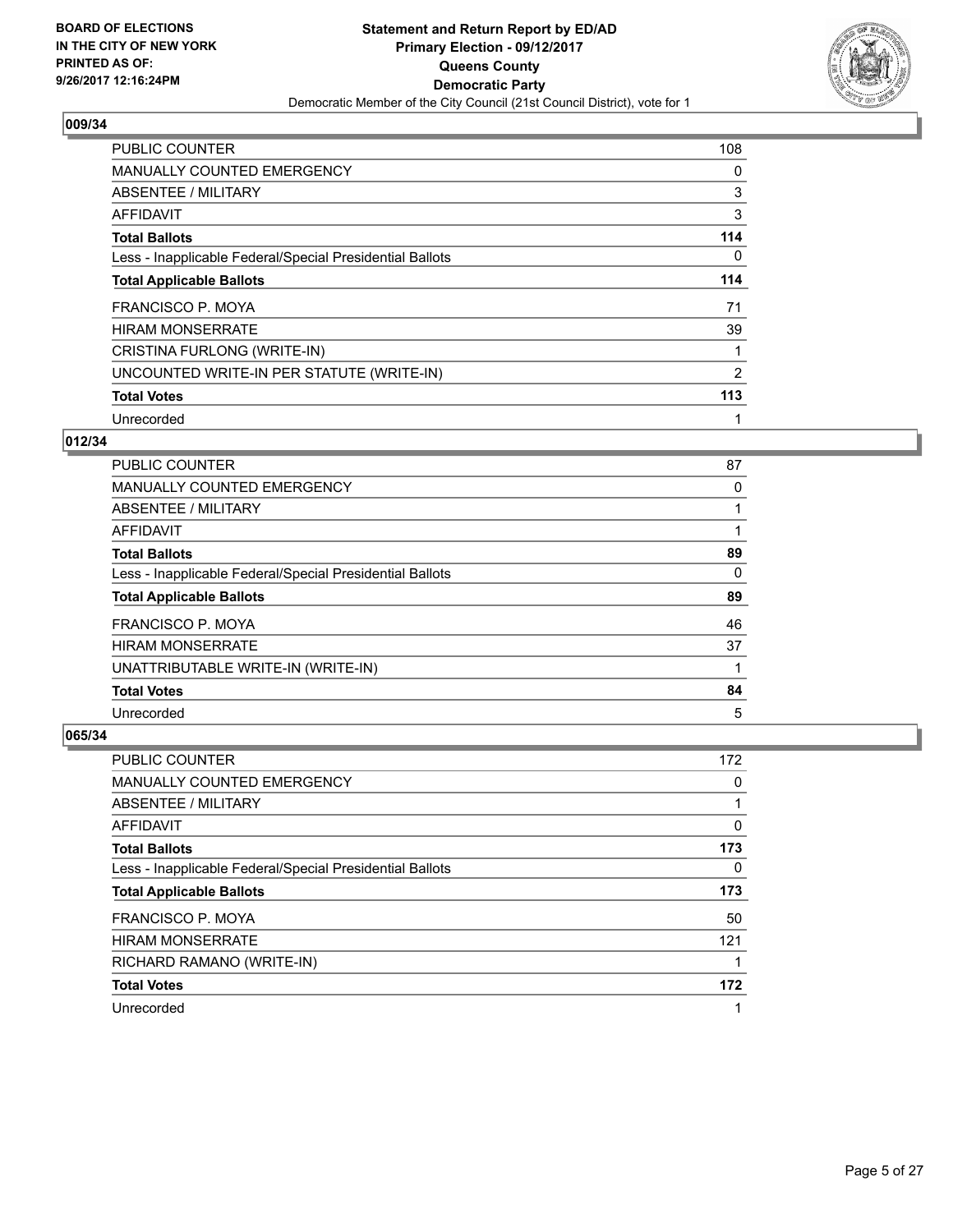**BOARD OF ELECTIONS IN THE CITY OF NEW YORK PRINTED AS OF: 9/26/2017 12:16:24PM**

**Statement and Return Report by ED/AD**
**Primary Election - 09/12/2017**
**Queens County**
**Democratic Party**
Democratic Member of the City Council (21st Council District), vote for 1

## 009/34

| | |
|---|---|
| PUBLIC COUNTER | 108 |
| MANUALLY COUNTED EMERGENCY | 0 |
| ABSENTEE / MILITARY | 3 |
| AFFIDAVIT | 3 |
| **Total Ballots** | **114** |
| Less - Inapplicable Federal/Special Presidential Ballots | 0 |
| **Total Applicable Ballots** | **114** |
| FRANCISCO P. MOYA | 71 |
| HIRAM MONSERRATE | 39 |
| CRISTINA FURLONG (WRITE-IN) | 1 |
| UNCOUNTED WRITE-IN PER STATUTE (WRITE-IN) | 2 |
| **Total Votes** | **113** |
| Unrecorded | 1 |

## 012/34

| | |
|---|---|
| PUBLIC COUNTER | 87 |
| MANUALLY COUNTED EMERGENCY | 0 |
| ABSENTEE / MILITARY | 1 |
| AFFIDAVIT | 1 |
| **Total Ballots** | **89** |
| Less - Inapplicable Federal/Special Presidential Ballots | 0 |
| **Total Applicable Ballots** | **89** |
| FRANCISCO P. MOYA | 46 |
| HIRAM MONSERRATE | 37 |
| UNATTRIBUTABLE WRITE-IN (WRITE-IN) | 1 |
| **Total Votes** | **84** |
| Unrecorded | 5 |

## 065/34

| | |
|---|---|
| PUBLIC COUNTER | 172 |
| MANUALLY COUNTED EMERGENCY | 0 |
| ABSENTEE / MILITARY | 1 |
| AFFIDAVIT | 0 |
| **Total Ballots** | **173** |
| Less - Inapplicable Federal/Special Presidential Ballots | 0 |
| **Total Applicable Ballots** | **173** |
| FRANCISCO P. MOYA | 50 |
| HIRAM MONSERRATE | 121 |
| RICHARD RAMANO (WRITE-IN) | 1 |
| **Total Votes** | **172** |
| Unrecorded | 1 |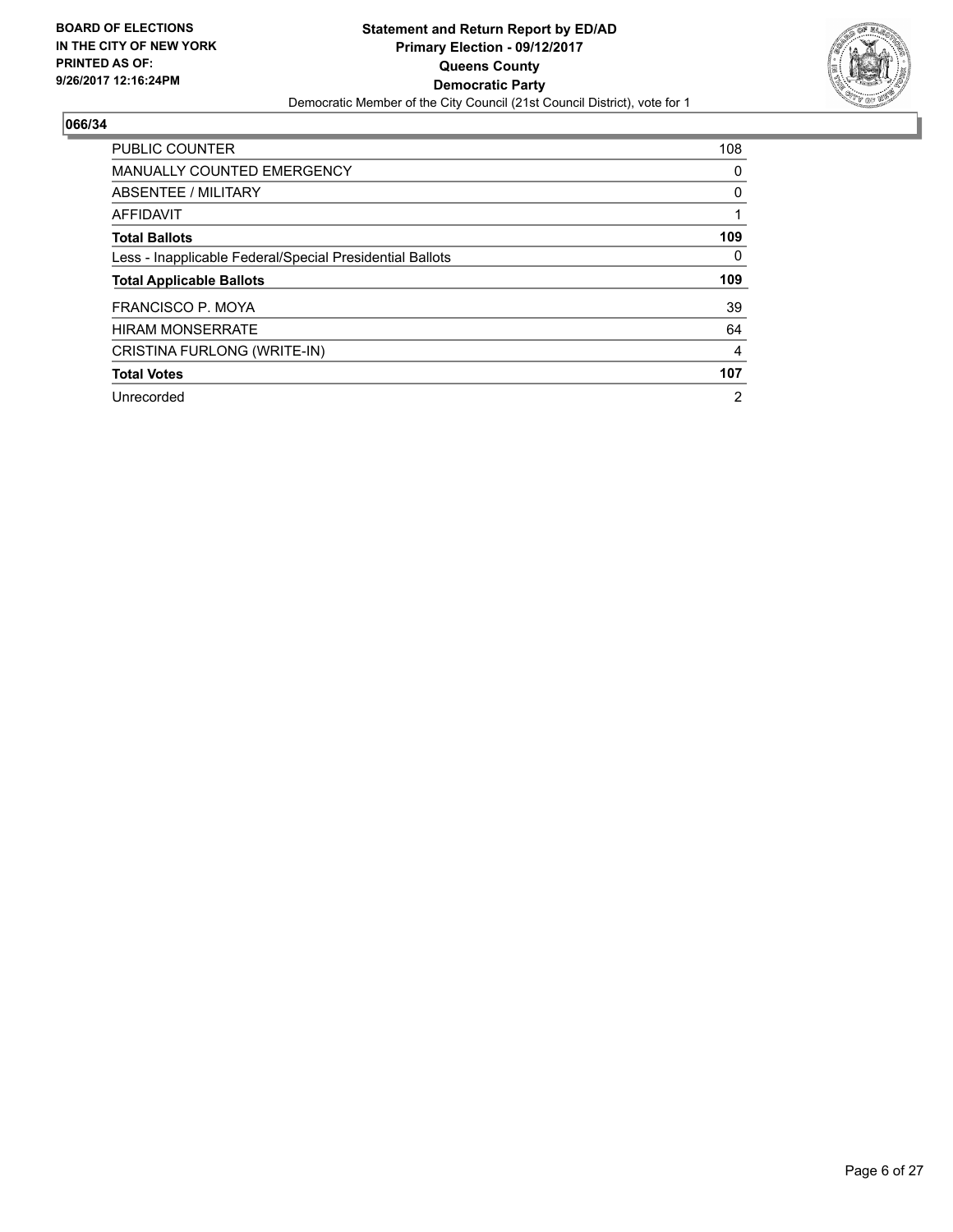**BOARD OF ELECTIONS IN THE CITY OF NEW YORK PRINTED AS OF: 9/26/2017 12:16:24PM**

**Statement and Return Report by ED/AD**
**Primary Election - 09/12/2017**
**Queens County**
**Democratic Party**
Democratic Member of the City Council (21st Council District), vote for 1

## 066/34

| | |
|---|---|
| PUBLIC COUNTER | 108 |
| MANUALLY COUNTED EMERGENCY | 0 |
| ABSENTEE / MILITARY | 0 |
| AFFIDAVIT | 1 |
| **Total Ballots** | **109** |
| Less - Inapplicable Federal/Special Presidential Ballots | 0 |
| **Total Applicable Ballots** | **109** |
| FRANCISCO P. MOYA | 39 |
| HIRAM MONSERRATE | 64 |
| CRISTINA FURLONG (WRITE-IN) | 4 |
| **Total Votes** | **107** |
| Unrecorded | 2 |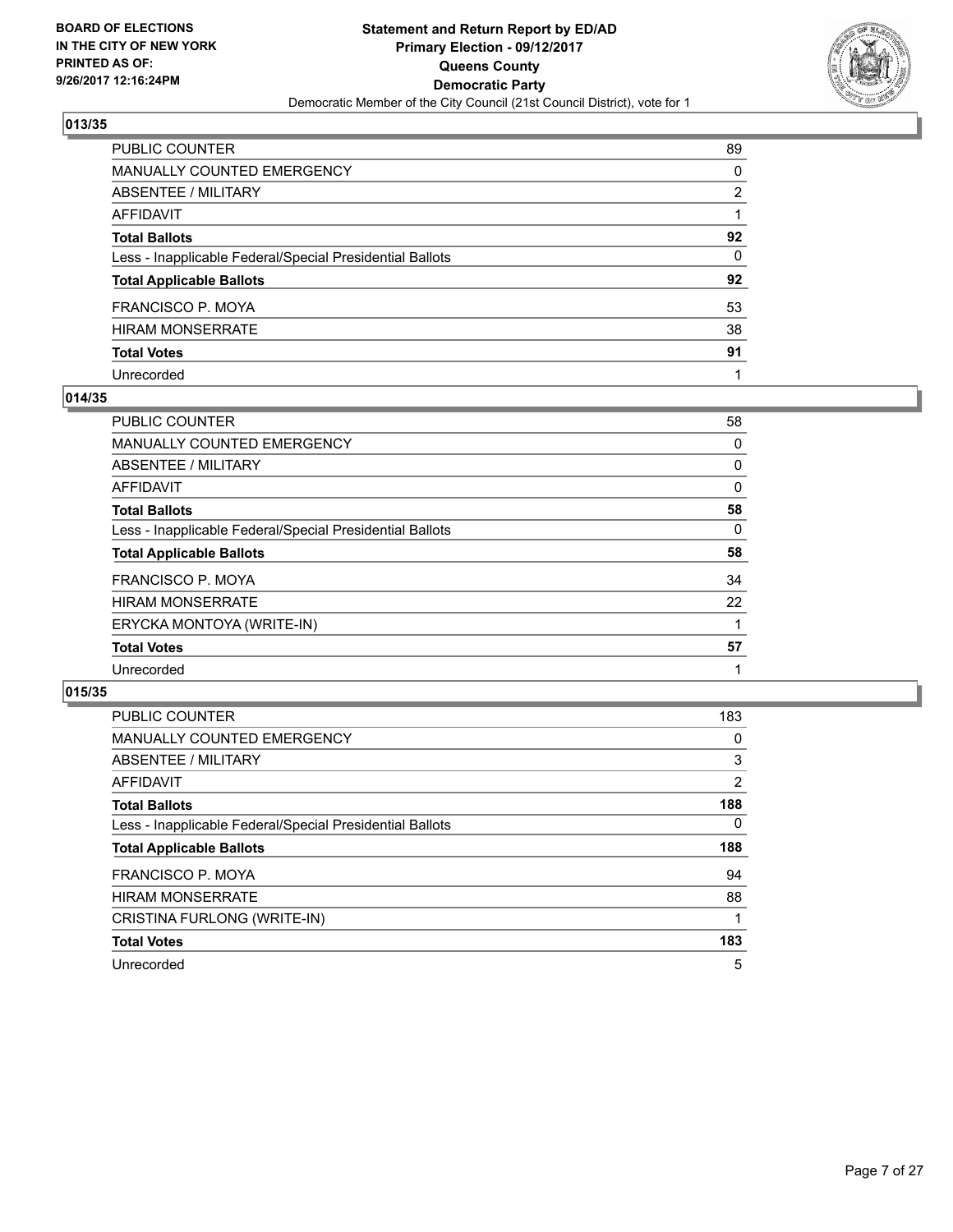**BOARD OF ELECTIONS IN THE CITY OF NEW YORK PRINTED AS OF: 9/26/2017 12:16:24PM**

## Statement and Return Report by ED/AD
## Primary Election - 09/12/2017
## Queens County
## Democratic Party
### Democratic Member of the City Council (21st Council District), vote for 1

### 013/35

| | |
|---|---|
| PUBLIC COUNTER | 89 |
| MANUALLY COUNTED EMERGENCY | 0 |
| ABSENTEE / MILITARY | 2 |
| AFFIDAVIT | 1 |
| **Total Ballots** | **92** |
| Less - Inapplicable Federal/Special Presidential Ballots | 0 |
| **Total Applicable Ballots** | **92** |
| FRANCISCO P. MOYA | 53 |
| HIRAM MONSERRATE | 38 |
| **Total Votes** | **91** |
| Unrecorded | 1 |

### 014/35

| | |
|---|---|
| PUBLIC COUNTER | 58 |
| MANUALLY COUNTED EMERGENCY | 0 |
| ABSENTEE / MILITARY | 0 |
| AFFIDAVIT | 0 |
| **Total Ballots** | **58** |
| Less - Inapplicable Federal/Special Presidential Ballots | 0 |
| **Total Applicable Ballots** | **58** |
| FRANCISCO P. MOYA | 34 |
| HIRAM MONSERRATE | 22 |
| ERYCKA MONTOYA (WRITE-IN) | 1 |
| **Total Votes** | **57** |
| Unrecorded | 1 |

### 015/35

| | |
|---|---|
| PUBLIC COUNTER | 183 |
| MANUALLY COUNTED EMERGENCY | 0 |
| ABSENTEE / MILITARY | 3 |
| AFFIDAVIT | 2 |
| **Total Ballots** | **188** |
| Less - Inapplicable Federal/Special Presidential Ballots | 0 |
| **Total Applicable Ballots** | **188** |
| FRANCISCO P. MOYA | 94 |
| HIRAM MONSERRATE | 88 |
| CRISTINA FURLONG (WRITE-IN) | 1 |
| **Total Votes** | **183** |
| Unrecorded | 5 |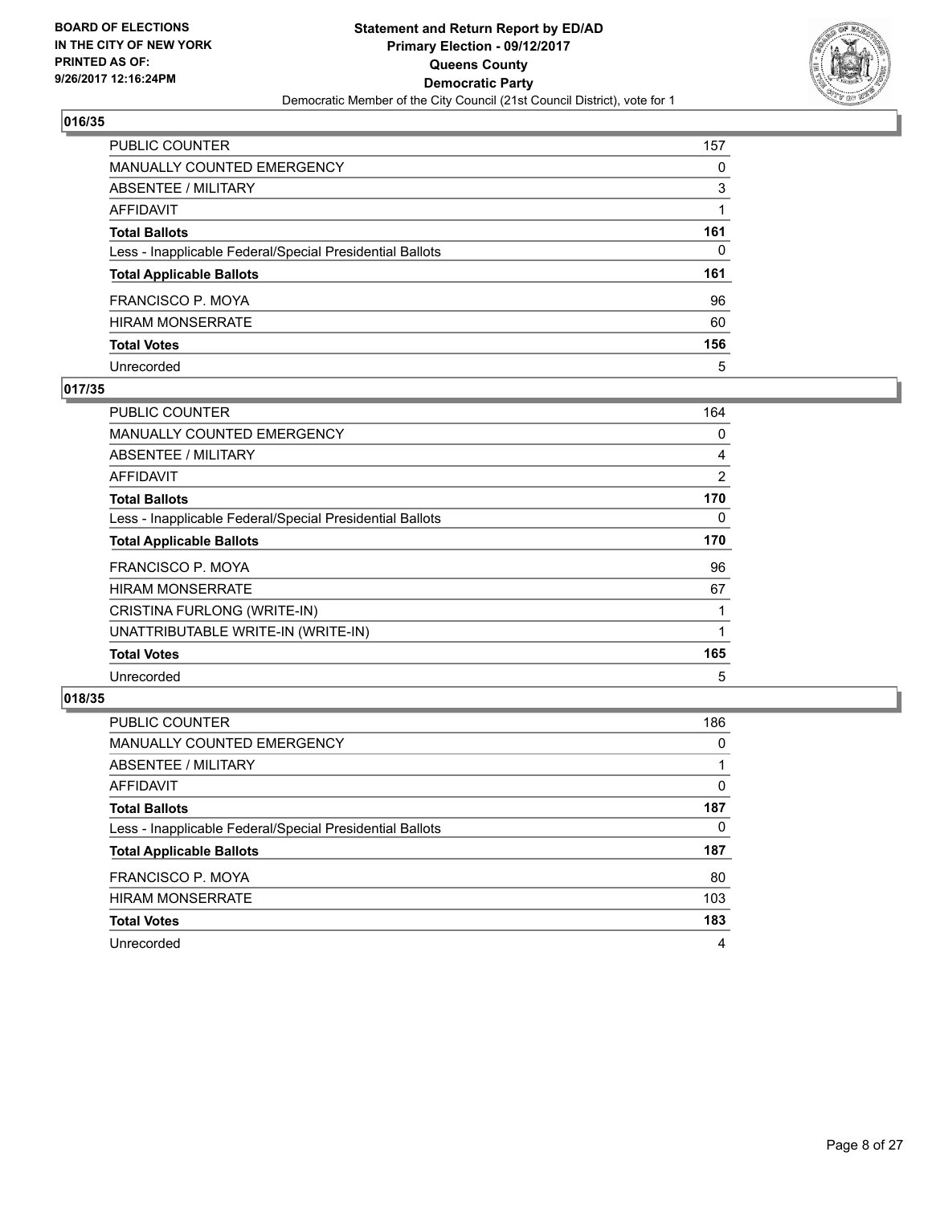**016/35**

| | |
|---|---|
| PUBLIC COUNTER | 157 |
| MANUALLY COUNTED EMERGENCY | 0 |
| ABSENTEE / MILITARY | 3 |
| AFFIDAVIT | 1 |
| **Total Ballots** | **161** |
| Less - Inapplicable Federal/Special Presidential Ballots | 0 |
| **Total Applicable Ballots** | **161** |
| FRANCISCO P. MOYA | 96 |
| HIRAM MONSERRATE | 60 |
| **Total Votes** | **156** |
| Unrecorded | 5 |

**017/35**

| | |
|---|---|
| PUBLIC COUNTER | 164 |
| MANUALLY COUNTED EMERGENCY | 0 |
| ABSENTEE / MILITARY | 4 |
| AFFIDAVIT | 2 |
| **Total Ballots** | **170** |
| Less - Inapplicable Federal/Special Presidential Ballots | 0 |
| **Total Applicable Ballots** | **170** |
| FRANCISCO P. MOYA | 96 |
| HIRAM MONSERRATE | 67 |
| CRISTINA FURLONG (WRITE-IN) | 1 |
| UNATTRIBUTABLE WRITE-IN (WRITE-IN) | 1 |
| **Total Votes** | **165** |
| Unrecorded | 5 |

**018/35**

| | |
|---|---|
| PUBLIC COUNTER | 186 |
| MANUALLY COUNTED EMERGENCY | 0 |
| ABSENTEE / MILITARY | 1 |
| AFFIDAVIT | 0 |
| **Total Ballots** | **187** |
| Less - Inapplicable Federal/Special Presidential Ballots | 0 |
| **Total Applicable Ballots** | **187** |
| FRANCISCO P. MOYA | 80 |
| HIRAM MONSERRATE | 103 |
| **Total Votes** | **183** |
| Unrecorded | 4 |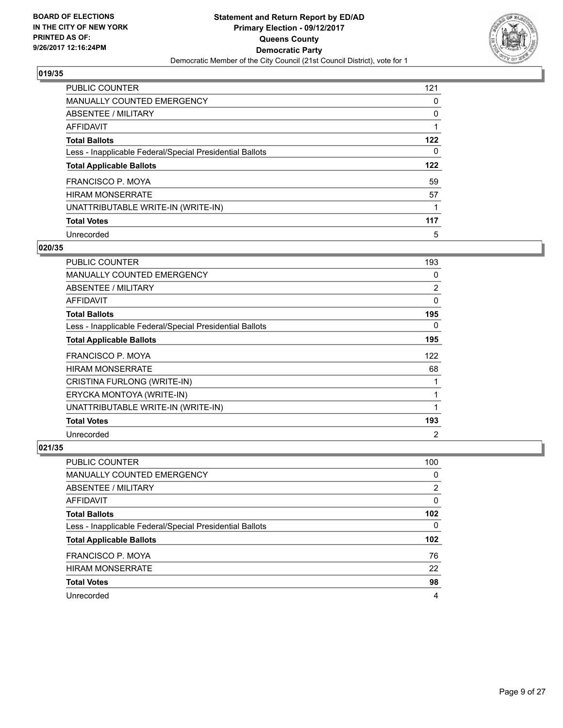## 019/35

| | |
|---|---|
| PUBLIC COUNTER | 121 |
| MANUALLY COUNTED EMERGENCY | 0 |
| ABSENTEE / MILITARY | 0 |
| AFFIDAVIT | 1 |
| **Total Ballots** | **122** |
| Less - Inapplicable Federal/Special Presidential Ballots | 0 |
| **Total Applicable Ballots** | **122** |
| FRANCISCO P. MOYA | 59 |
| HIRAM MONSERRATE | 57 |
| UNATTRIBUTABLE WRITE-IN (WRITE-IN) | 1 |
| **Total Votes** | **117** |
| Unrecorded | 5 |

## 020/35

| | |
|---|---|
| PUBLIC COUNTER | 193 |
| MANUALLY COUNTED EMERGENCY | 0 |
| ABSENTEE / MILITARY | 2 |
| AFFIDAVIT | 0 |
| **Total Ballots** | **195** |
| Less - Inapplicable Federal/Special Presidential Ballots | 0 |
| **Total Applicable Ballots** | **195** |
| FRANCISCO P. MOYA | 122 |
| HIRAM MONSERRATE | 68 |
| CRISTINA FURLONG (WRITE-IN) | 1 |
| ERYCKA MONTOYA (WRITE-IN) | 1 |
| UNATTRIBUTABLE WRITE-IN (WRITE-IN) | 1 |
| **Total Votes** | **193** |
| Unrecorded | 2 |

## 021/35

| | |
|---|---|
| PUBLIC COUNTER | 100 |
| MANUALLY COUNTED EMERGENCY | 0 |
| ABSENTEE / MILITARY | 2 |
| AFFIDAVIT | 0 |
| **Total Ballots** | **102** |
| Less - Inapplicable Federal/Special Presidential Ballots | 0 |
| **Total Applicable Ballots** | **102** |
| FRANCISCO P. MOYA | 76 |
| HIRAM MONSERRATE | 22 |
| **Total Votes** | **98** |
| Unrecorded | 4 |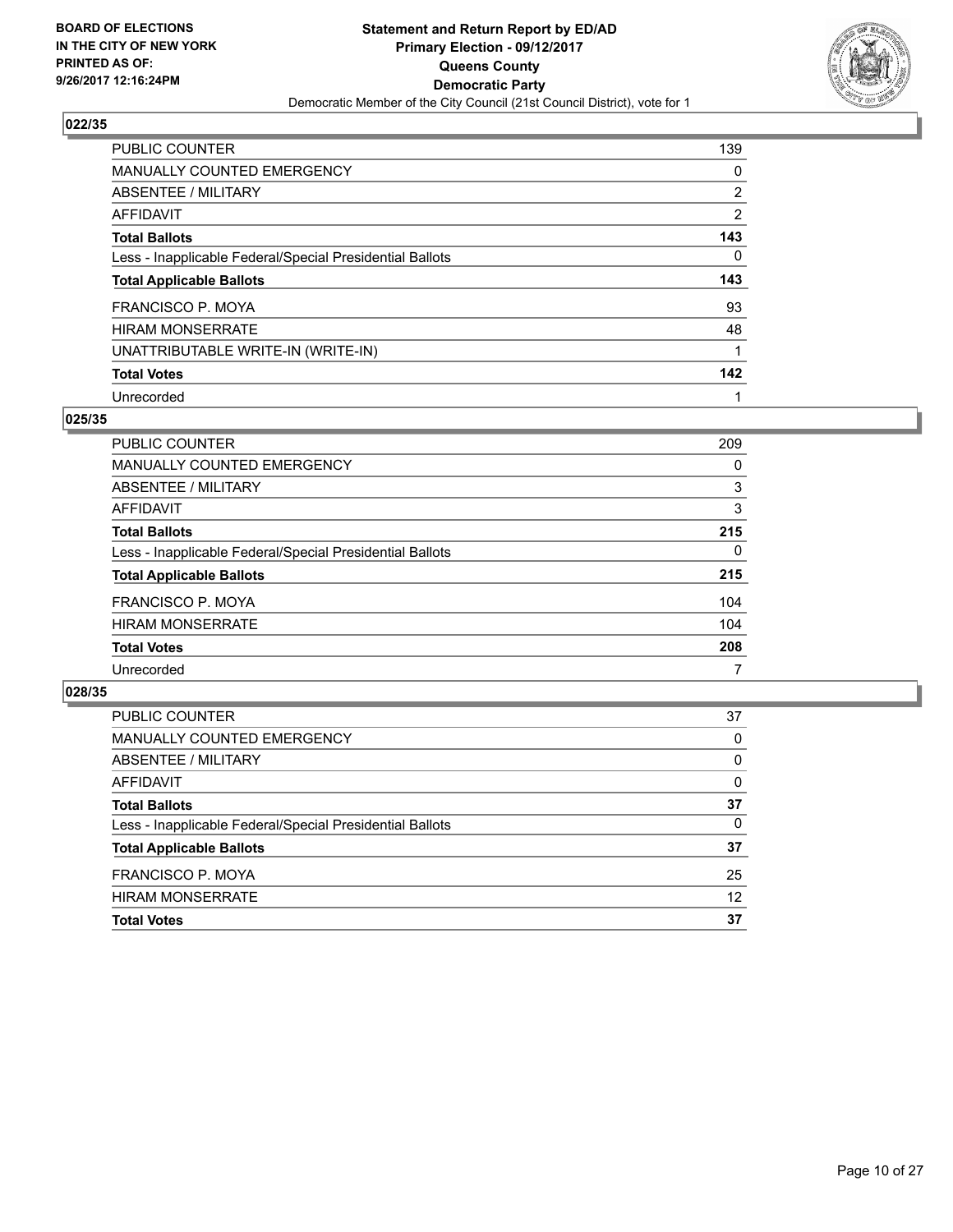BOARD OF ELECTIONS
IN THE CITY OF NEW YORK
PRINTED AS OF:
9/26/2017 12:16:24PM

**Statement and Return Report by ED/AD**
**Primary Election - 09/12/2017**
**Queens County**
**Democratic Party**
Democratic Member of the City Council (21st Council District), vote for 1

### 022/35

| | |
|---|---|
| PUBLIC COUNTER | 139 |
| MANUALLY COUNTED EMERGENCY | 0 |
| ABSENTEE / MILITARY | 2 |
| AFFIDAVIT | 2 |
| **Total Ballots** | **143** |
| Less - Inapplicable Federal/Special Presidential Ballots | 0 |
| **Total Applicable Ballots** | **143** |
| FRANCISCO P. MOYA | 93 |
| HIRAM MONSERRATE | 48 |
| UNATTRIBUTABLE WRITE-IN (WRITE-IN) | 1 |
| **Total Votes** | **142** |
| Unrecorded | 1 |

### 025/35

| | |
|---|---|
| PUBLIC COUNTER | 209 |
| MANUALLY COUNTED EMERGENCY | 0 |
| ABSENTEE / MILITARY | 3 |
| AFFIDAVIT | 3 |
| **Total Ballots** | **215** |
| Less - Inapplicable Federal/Special Presidential Ballots | 0 |
| **Total Applicable Ballots** | **215** |
| FRANCISCO P. MOYA | 104 |
| HIRAM MONSERRATE | 104 |
| **Total Votes** | **208** |
| Unrecorded | 7 |

### 028/35

| | |
|---|---|
| PUBLIC COUNTER | 37 |
| MANUALLY COUNTED EMERGENCY | 0 |
| ABSENTEE / MILITARY | 0 |
| AFFIDAVIT | 0 |
| **Total Ballots** | **37** |
| Less - Inapplicable Federal/Special Presidential Ballots | 0 |
| **Total Applicable Ballots** | **37** |
| FRANCISCO P. MOYA | 25 |
| HIRAM MONSERRATE | 12 |
| **Total Votes** | **37** |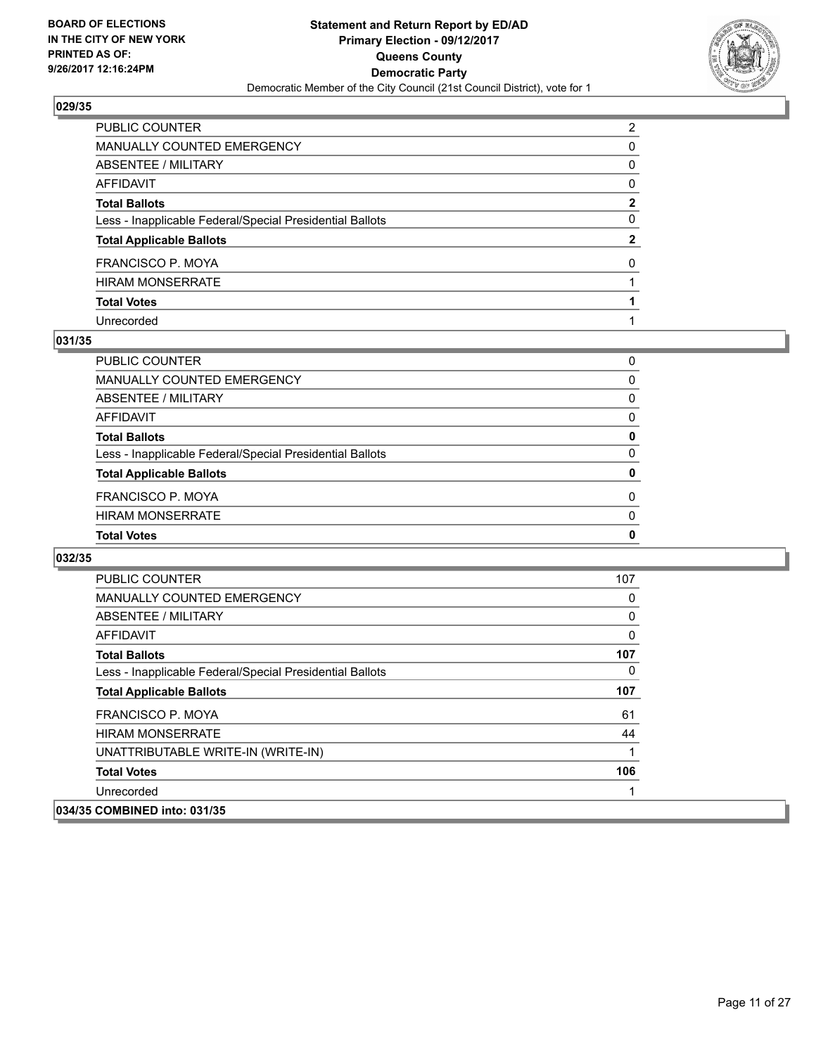**BOARD OF ELECTIONS IN THE CITY OF NEW YORK PRINTED AS OF: 9/26/2017 12:16:24PM**

**Statement and Return Report by ED/AD**
**Primary Election - 09/12/2017**
**Queens County**
**Democratic Party**
Democratic Member of the City Council (21st Council District), vote for 1

## 029/35

| | |
|---|---|
| PUBLIC COUNTER | 2 |
| MANUALLY COUNTED EMERGENCY | 0 |
| ABSENTEE / MILITARY | 0 |
| AFFIDAVIT | 0 |
| **Total Ballots** | **2** |
| Less - Inapplicable Federal/Special Presidential Ballots | 0 |
| **Total Applicable Ballots** | **2** |
| FRANCISCO P. MOYA | 0 |
| HIRAM MONSERRATE | 1 |
| **Total Votes** | **1** |
| Unrecorded | 1 |

## 031/35

| | |
|---|---|
| PUBLIC COUNTER | 0 |
| MANUALLY COUNTED EMERGENCY | 0 |
| ABSENTEE / MILITARY | 0 |
| AFFIDAVIT | 0 |
| **Total Ballots** | **0** |
| Less - Inapplicable Federal/Special Presidential Ballots | 0 |
| **Total Applicable Ballots** | **0** |
| FRANCISCO P. MOYA | 0 |
| HIRAM MONSERRATE | 0 |
| **Total Votes** | **0** |

## 032/35

| | |
|---|---|
| PUBLIC COUNTER | 107 |
| MANUALLY COUNTED EMERGENCY | 0 |
| ABSENTEE / MILITARY | 0 |
| AFFIDAVIT | 0 |
| **Total Ballots** | **107** |
| Less - Inapplicable Federal/Special Presidential Ballots | 0 |
| **Total Applicable Ballots** | **107** |
| FRANCISCO P. MOYA | 61 |
| HIRAM MONSERRATE | 44 |
| UNATTRIBUTABLE WRITE-IN (WRITE-IN) | 1 |
| **Total Votes** | **106** |
| Unrecorded | 1 |

## 034/35 COMBINED into: 031/35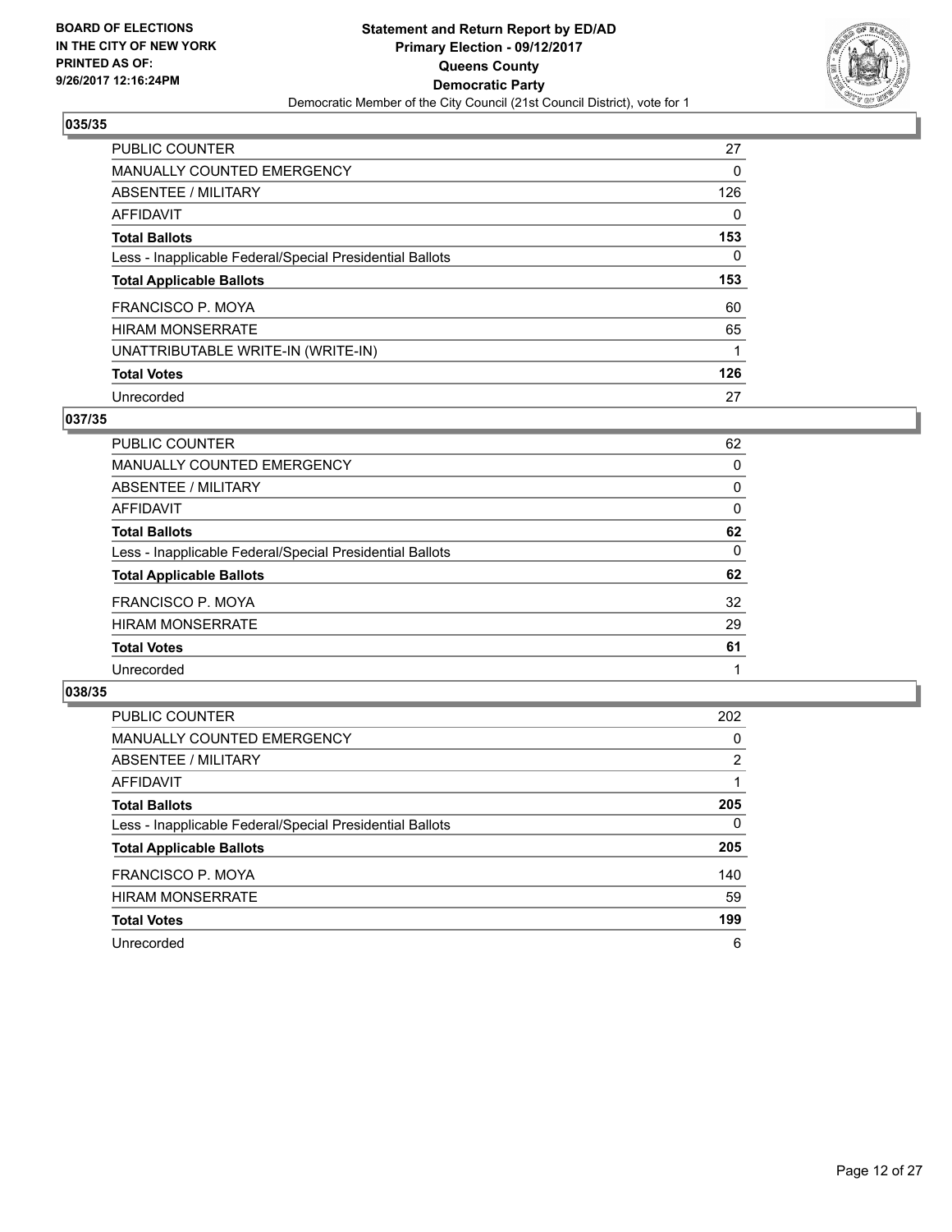BOARD OF ELECTIONS
IN THE CITY OF NEW YORK
PRINTED AS OF:
9/26/2017 12:16:24PM

**Statement and Return Report by ED/AD**
**Primary Election - 09/12/2017**
**Queens County**
**Democratic Party**
Democratic Member of the City Council (21st Council District), vote for 1

### 035/35

| | |
|---|---|
| PUBLIC COUNTER | 27 |
| MANUALLY COUNTED EMERGENCY | 0 |
| ABSENTEE / MILITARY | 126 |
| AFFIDAVIT | 0 |
| **Total Ballots** | **153** |
| Less - Inapplicable Federal/Special Presidential Ballots | 0 |
| **Total Applicable Ballots** | **153** |
| FRANCISCO P. MOYA | 60 |
| HIRAM MONSERRATE | 65 |
| UNATTRIBUTABLE WRITE-IN (WRITE-IN) | 1 |
| **Total Votes** | **126** |
| Unrecorded | 27 |

### 037/35

| | |
|---|---|
| PUBLIC COUNTER | 62 |
| MANUALLY COUNTED EMERGENCY | 0 |
| ABSENTEE / MILITARY | 0 |
| AFFIDAVIT | 0 |
| **Total Ballots** | **62** |
| Less - Inapplicable Federal/Special Presidential Ballots | 0 |
| **Total Applicable Ballots** | **62** |
| FRANCISCO P. MOYA | 32 |
| HIRAM MONSERRATE | 29 |
| **Total Votes** | **61** |
| Unrecorded | 1 |

### 038/35

| | |
|---|---|
| PUBLIC COUNTER | 202 |
| MANUALLY COUNTED EMERGENCY | 0 |
| ABSENTEE / MILITARY | 2 |
| AFFIDAVIT | 1 |
| **Total Ballots** | **205** |
| Less - Inapplicable Federal/Special Presidential Ballots | 0 |
| **Total Applicable Ballots** | **205** |
| FRANCISCO P. MOYA | 140 |
| HIRAM MONSERRATE | 59 |
| **Total Votes** | **199** |
| Unrecorded | 6 |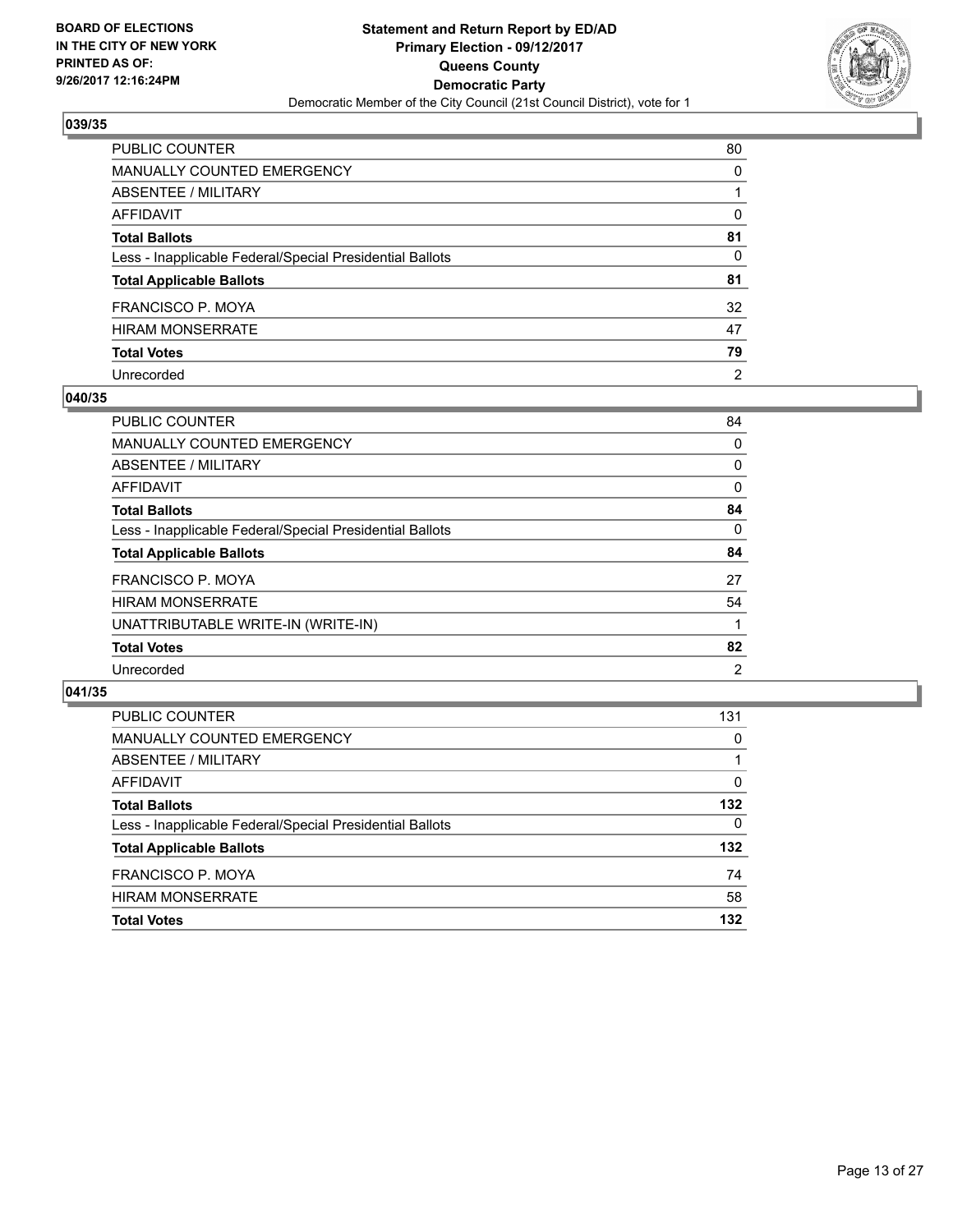BOARD OF ELECTIONS
IN THE CITY OF NEW YORK
PRINTED AS OF:
9/26/2017 12:16:24PM

**Statement and Return Report by ED/AD**
**Primary Election - 09/12/2017**
**Queens County**
**Democratic Party**
Democratic Member of the City Council (21st Council District), vote for 1

### 039/35

| | |
|---|---|
| PUBLIC COUNTER | 80 |
| MANUALLY COUNTED EMERGENCY | 0 |
| ABSENTEE / MILITARY | 1 |
| AFFIDAVIT | 0 |
| **Total Ballots** | **81** |
| Less - Inapplicable Federal/Special Presidential Ballots | 0 |
| **Total Applicable Ballots** | **81** |
| FRANCISCO P. MOYA | 32 |
| HIRAM MONSERRATE | 47 |
| **Total Votes** | **79** |
| Unrecorded | 2 |

### 040/35

| | |
|---|---|
| PUBLIC COUNTER | 84 |
| MANUALLY COUNTED EMERGENCY | 0 |
| ABSENTEE / MILITARY | 0 |
| AFFIDAVIT | 0 |
| **Total Ballots** | **84** |
| Less - Inapplicable Federal/Special Presidential Ballots | 0 |
| **Total Applicable Ballots** | **84** |
| FRANCISCO P. MOYA | 27 |
| HIRAM MONSERRATE | 54 |
| UNATTRIBUTABLE WRITE-IN (WRITE-IN) | 1 |
| **Total Votes** | **82** |
| Unrecorded | 2 |

### 041/35

| | |
|---|---|
| PUBLIC COUNTER | 131 |
| MANUALLY COUNTED EMERGENCY | 0 |
| ABSENTEE / MILITARY | 1 |
| AFFIDAVIT | 0 |
| **Total Ballots** | **132** |
| Less - Inapplicable Federal/Special Presidential Ballots | 0 |
| **Total Applicable Ballots** | **132** |
| FRANCISCO P. MOYA | 74 |
| HIRAM MONSERRATE | 58 |
| **Total Votes** | **132** |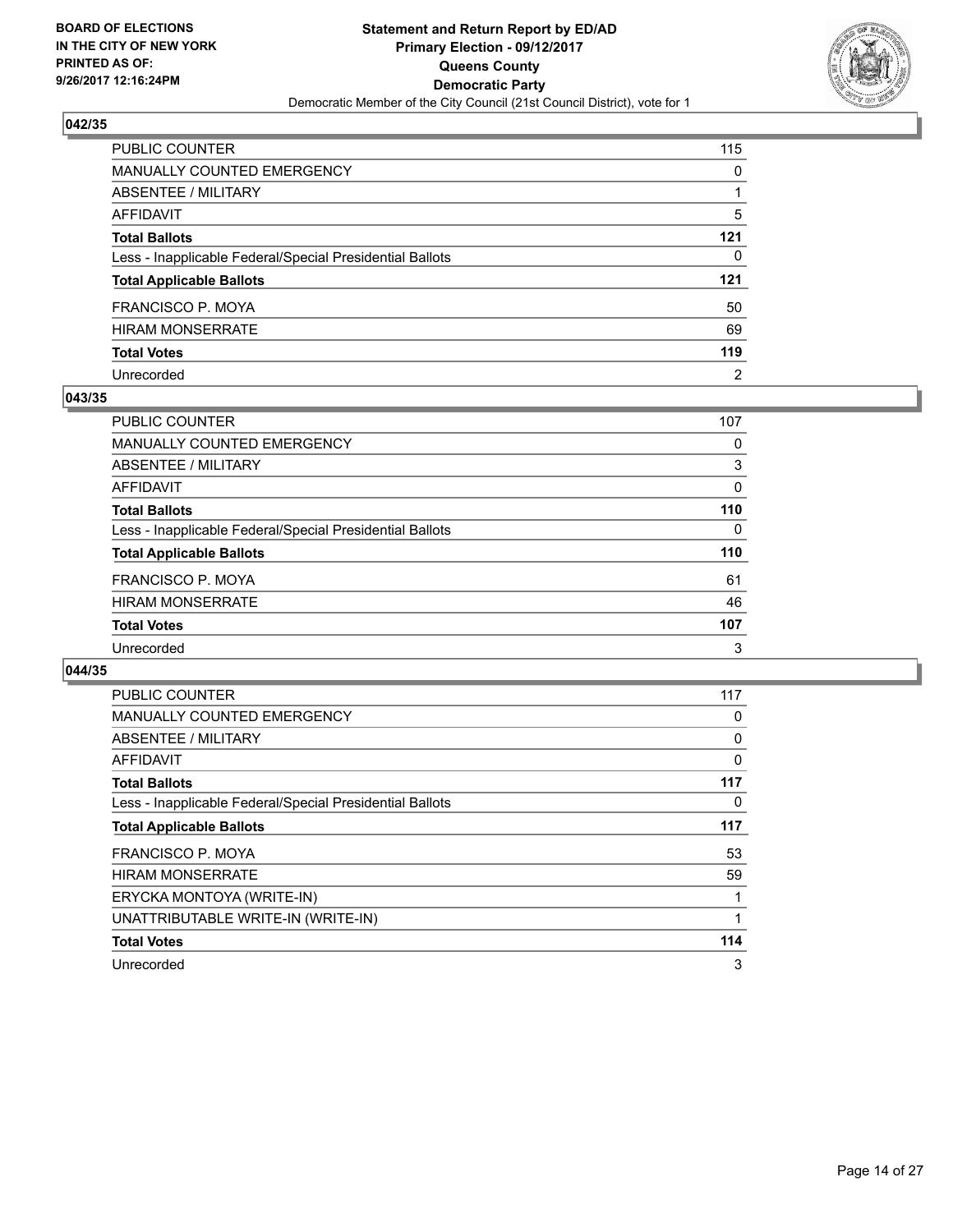**BOARD OF ELECTIONS IN THE CITY OF NEW YORK PRINTED AS OF: 9/26/2017 12:16:24PM**

**Statement and Return Report by ED/AD Primary Election - 09/12/2017 Queens County Democratic Party**

Democratic Member of the City Council (21st Council District), vote for 1

## 042/35

| | |
|---|---|
| PUBLIC COUNTER | 115 |
| MANUALLY COUNTED EMERGENCY | 0 |
| ABSENTEE / MILITARY | 1 |
| AFFIDAVIT | 5 |
| **Total Ballots** | **121** |
| Less - Inapplicable Federal/Special Presidential Ballots | 0 |
| **Total Applicable Ballots** | **121** |
| FRANCISCO P. MOYA | 50 |
| HIRAM MONSERRATE | 69 |
| **Total Votes** | **119** |
| Unrecorded | 2 |

## 043/35

| | |
|---|---|
| PUBLIC COUNTER | 107 |
| MANUALLY COUNTED EMERGENCY | 0 |
| ABSENTEE / MILITARY | 3 |
| AFFIDAVIT | 0 |
| **Total Ballots** | **110** |
| Less - Inapplicable Federal/Special Presidential Ballots | 0 |
| **Total Applicable Ballots** | **110** |
| FRANCISCO P. MOYA | 61 |
| HIRAM MONSERRATE | 46 |
| **Total Votes** | **107** |
| Unrecorded | 3 |

## 044/35

| | |
|---|---|
| PUBLIC COUNTER | 117 |
| MANUALLY COUNTED EMERGENCY | 0 |
| ABSENTEE / MILITARY | 0 |
| AFFIDAVIT | 0 |
| **Total Ballots** | **117** |
| Less - Inapplicable Federal/Special Presidential Ballots | 0 |
| **Total Applicable Ballots** | **117** |
| FRANCISCO P. MOYA | 53 |
| HIRAM MONSERRATE | 59 |
| ERYCKA MONTOYA (WRITE-IN) | 1 |
| UNATTRIBUTABLE WRITE-IN (WRITE-IN) | 1 |
| **Total Votes** | **114** |
| Unrecorded | 3 |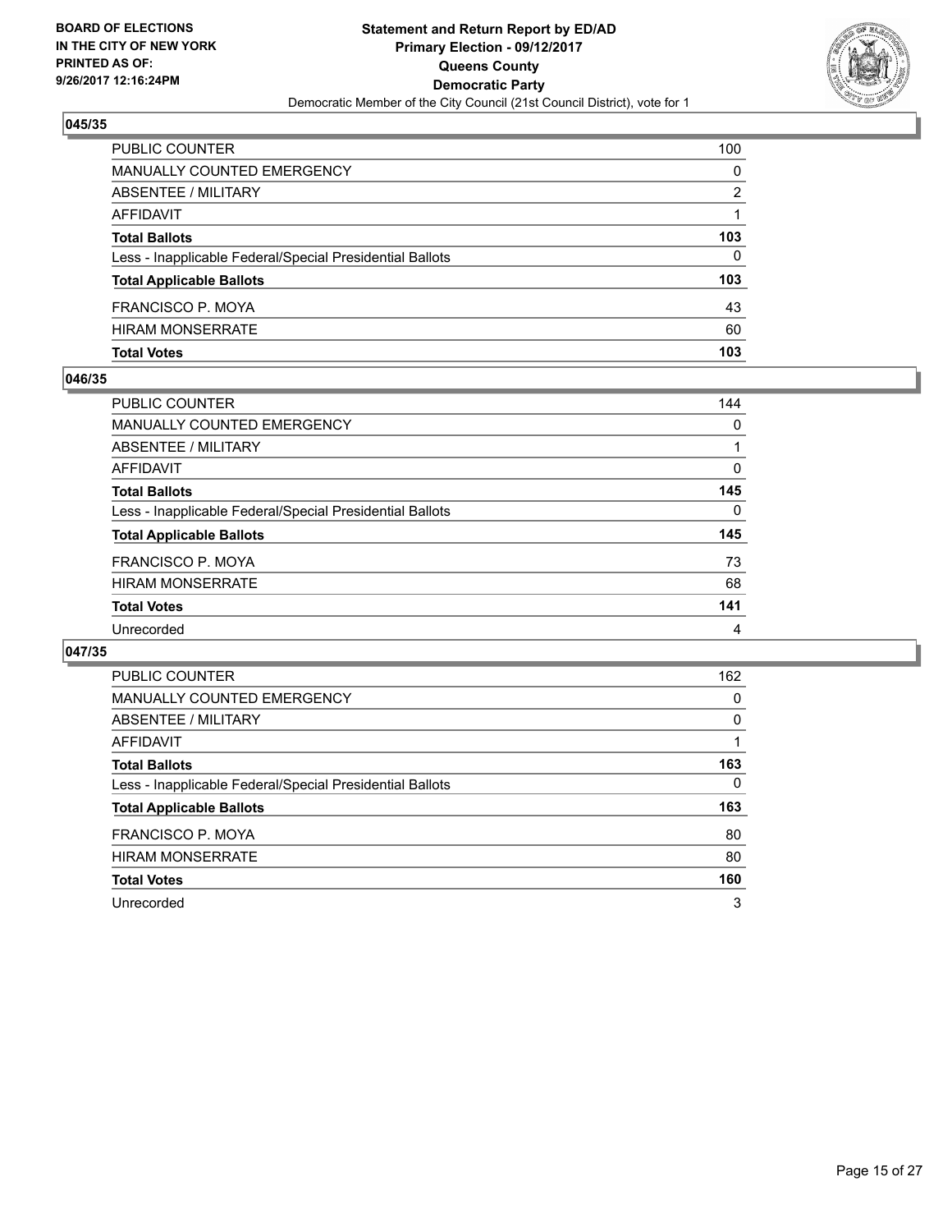**BOARD OF ELECTIONS IN THE CITY OF NEW YORK PRINTED AS OF: 9/26/2017 12:16:24PM**

**Statement and Return Report by ED/AD Primary Election - 09/12/2017 Queens County Democratic Party**

Democratic Member of the City Council (21st Council District), vote for 1

### 045/35

| | |
|---|---|
| PUBLIC COUNTER | 100 |
| MANUALLY COUNTED EMERGENCY | 0 |
| ABSENTEE / MILITARY | 2 |
| AFFIDAVIT | 1 |
| **Total Ballots** | **103** |
| Less - Inapplicable Federal/Special Presidential Ballots | 0 |
| **Total Applicable Ballots** | **103** |
| FRANCISCO P. MOYA | 43 |
| HIRAM MONSERRATE | 60 |
| **Total Votes** | **103** |

### 046/35

| | |
|---|---|
| PUBLIC COUNTER | 144 |
| MANUALLY COUNTED EMERGENCY | 0 |
| ABSENTEE / MILITARY | 1 |
| AFFIDAVIT | 0 |
| **Total Ballots** | **145** |
| Less - Inapplicable Federal/Special Presidential Ballots | 0 |
| **Total Applicable Ballots** | **145** |
| FRANCISCO P. MOYA | 73 |
| HIRAM MONSERRATE | 68 |
| **Total Votes** | **141** |
| Unrecorded | 4 |

### 047/35

| | |
|---|---|
| PUBLIC COUNTER | 162 |
| MANUALLY COUNTED EMERGENCY | 0 |
| ABSENTEE / MILITARY | 0 |
| AFFIDAVIT | 1 |
| **Total Ballots** | **163** |
| Less - Inapplicable Federal/Special Presidential Ballots | 0 |
| **Total Applicable Ballots** | **163** |
| FRANCISCO P. MOYA | 80 |
| HIRAM MONSERRATE | 80 |
| **Total Votes** | **160** |
| Unrecorded | 3 |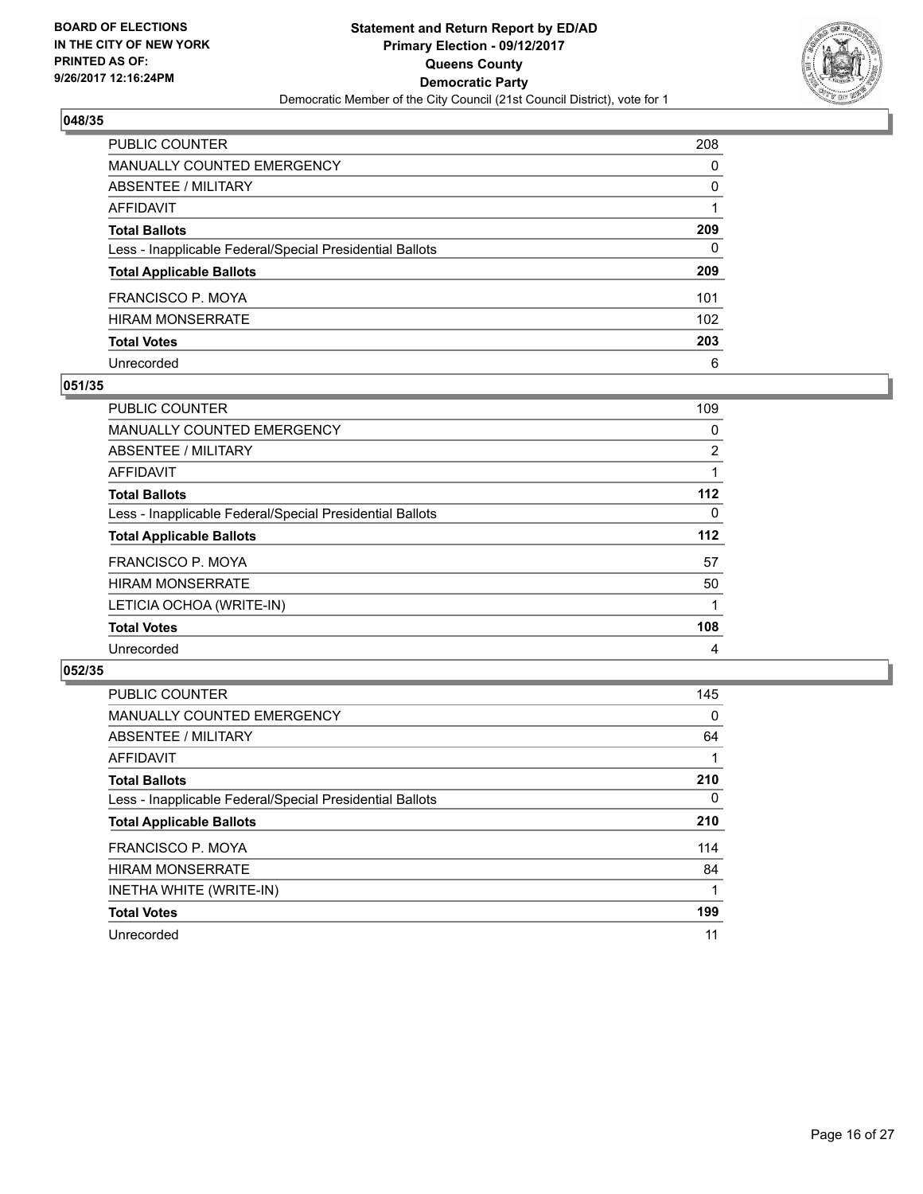**BOARD OF ELECTIONS IN THE CITY OF NEW YORK PRINTED AS OF: 9/26/2017 12:16:24PM**

**Statement and Return Report by ED/AD Primary Election - 09/12/2017 Queens County Democratic Party**

Democratic Member of the City Council (21st Council District), vote for 1

### 048/35

| | |
|---|---|
| PUBLIC COUNTER | 208 |
| MANUALLY COUNTED EMERGENCY | 0 |
| ABSENTEE / MILITARY | 0 |
| AFFIDAVIT | 1 |
| **Total Ballots** | **209** |
| Less - Inapplicable Federal/Special Presidential Ballots | 0 |
| **Total Applicable Ballots** | **209** |
| FRANCISCO P. MOYA | 101 |
| HIRAM MONSERRATE | 102 |
| **Total Votes** | **203** |
| Unrecorded | 6 |

### 051/35

| | |
|---|---|
| PUBLIC COUNTER | 109 |
| MANUALLY COUNTED EMERGENCY | 0 |
| ABSENTEE / MILITARY | 2 |
| AFFIDAVIT | 1 |
| **Total Ballots** | **112** |
| Less - Inapplicable Federal/Special Presidential Ballots | 0 |
| **Total Applicable Ballots** | **112** |
| FRANCISCO P. MOYA | 57 |
| HIRAM MONSERRATE | 50 |
| LETICIA OCHOA (WRITE-IN) | 1 |
| **Total Votes** | **108** |
| Unrecorded | 4 |

### 052/35

| | |
|---|---|
| PUBLIC COUNTER | 145 |
| MANUALLY COUNTED EMERGENCY | 0 |
| ABSENTEE / MILITARY | 64 |
| AFFIDAVIT | 1 |
| **Total Ballots** | **210** |
| Less - Inapplicable Federal/Special Presidential Ballots | 0 |
| **Total Applicable Ballots** | **210** |
| FRANCISCO P. MOYA | 114 |
| HIRAM MONSERRATE | 84 |
| INETHA WHITE (WRITE-IN) | 1 |
| **Total Votes** | **199** |
| Unrecorded | 11 |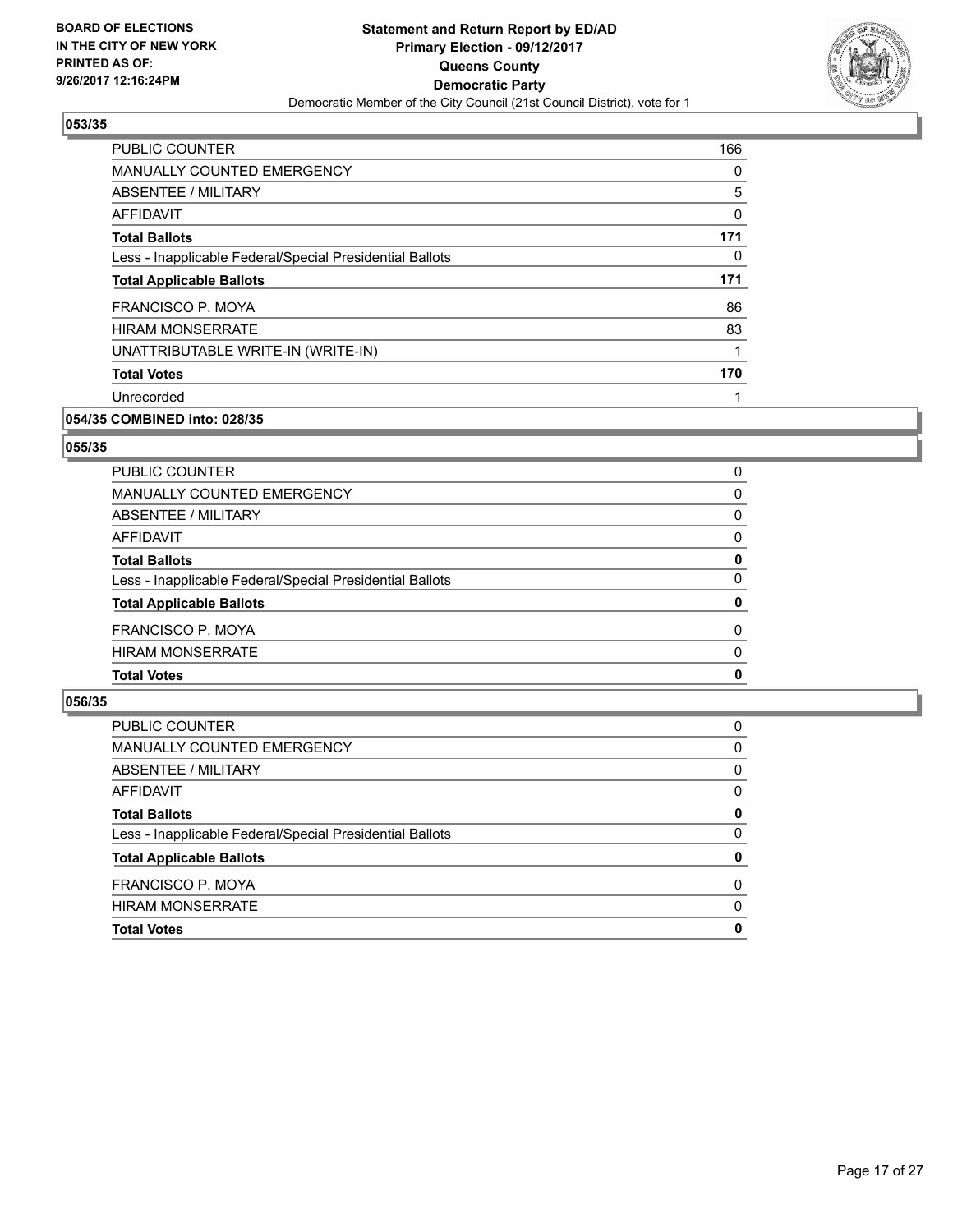**BOARD OF ELECTIONS IN THE CITY OF NEW YORK PRINTED AS OF: 9/26/2017 12:16:24PM**

**Statement and Return Report by ED/AD Primary Election - 09/12/2017 Queens County Democratic Party**

Democratic Member of the City Council (21st Council District), vote for 1

### 053/35

| | |
|---|---|
| PUBLIC COUNTER | 166 |
| MANUALLY COUNTED EMERGENCY | 0 |
| ABSENTEE / MILITARY | 5 |
| AFFIDAVIT | 0 |
| **Total Ballots** | **171** |
| Less - Inapplicable Federal/Special Presidential Ballots | 0 |
| **Total Applicable Ballots** | **171** |
| FRANCISCO P. MOYA | 86 |
| HIRAM MONSERRATE | 83 |
| UNATTRIBUTABLE WRITE-IN (WRITE-IN) | 1 |
| **Total Votes** | **170** |
| Unrecorded | 1 |

### 054/35 COMBINED into: 028/35

### 055/35

| | |
|---|---|
| PUBLIC COUNTER | 0 |
| MANUALLY COUNTED EMERGENCY | 0 |
| ABSENTEE / MILITARY | 0 |
| AFFIDAVIT | 0 |
| **Total Ballots** | **0** |
| Less - Inapplicable Federal/Special Presidential Ballots | 0 |
| **Total Applicable Ballots** | **0** |
| FRANCISCO P. MOYA | 0 |
| HIRAM MONSERRATE | 0 |
| **Total Votes** | **0** |

### 056/35

| | |
|---|---|
| PUBLIC COUNTER | 0 |
| MANUALLY COUNTED EMERGENCY | 0 |
| ABSENTEE / MILITARY | 0 |
| AFFIDAVIT | 0 |
| **Total Ballots** | **0** |
| Less - Inapplicable Federal/Special Presidential Ballots | 0 |
| **Total Applicable Ballots** | **0** |
| FRANCISCO P. MOYA | 0 |
| HIRAM MONSERRATE | 0 |
| **Total Votes** | **0** |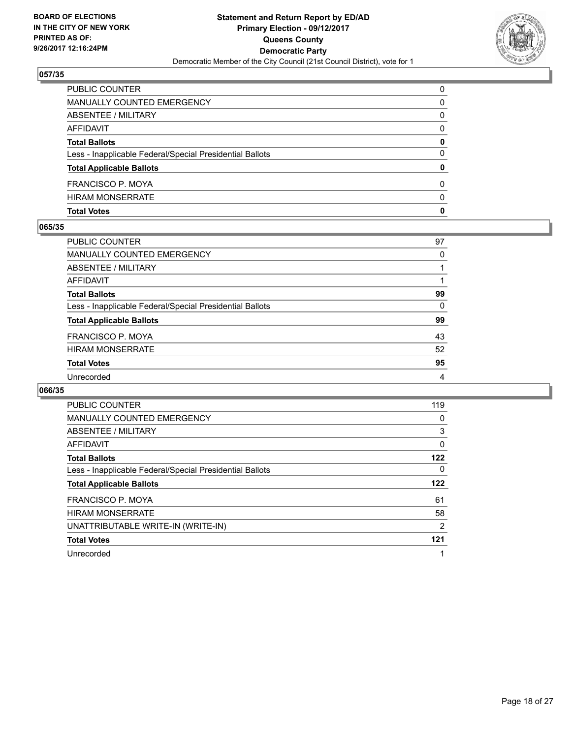BOARD OF ELECTIONS
IN THE CITY OF NEW YORK
PRINTED AS OF:
9/26/2017 12:16:24PM

**Statement and Return Report by ED/AD**
**Primary Election - 09/12/2017**
**Queens County**
**Democratic Party**
Democratic Member of the City Council (21st Council District), vote for 1

### 057/35

| | |
|---|---|
| PUBLIC COUNTER | 0 |
| MANUALLY COUNTED EMERGENCY | 0 |
| ABSENTEE / MILITARY | 0 |
| AFFIDAVIT | 0 |
| **Total Ballots** | **0** |
| Less - Inapplicable Federal/Special Presidential Ballots | 0 |
| **Total Applicable Ballots** | **0** |
| FRANCISCO P. MOYA | 0 |
| HIRAM MONSERRATE | 0 |
| **Total Votes** | **0** |

### 065/35

| | |
|---|---|
| PUBLIC COUNTER | 97 |
| MANUALLY COUNTED EMERGENCY | 0 |
| ABSENTEE / MILITARY | 1 |
| AFFIDAVIT | 1 |
| **Total Ballots** | **99** |
| Less - Inapplicable Federal/Special Presidential Ballots | 0 |
| **Total Applicable Ballots** | **99** |
| FRANCISCO P. MOYA | 43 |
| HIRAM MONSERRATE | 52 |
| **Total Votes** | **95** |
| Unrecorded | 4 |

### 066/35

| | |
|---|---|
| PUBLIC COUNTER | 119 |
| MANUALLY COUNTED EMERGENCY | 0 |
| ABSENTEE / MILITARY | 3 |
| AFFIDAVIT | 0 |
| **Total Ballots** | **122** |
| Less - Inapplicable Federal/Special Presidential Ballots | 0 |
| **Total Applicable Ballots** | **122** |
| FRANCISCO P. MOYA | 61 |
| HIRAM MONSERRATE | 58 |
| UNATTRIBUTABLE WRITE-IN (WRITE-IN) | 2 |
| **Total Votes** | **121** |
| Unrecorded | 1 |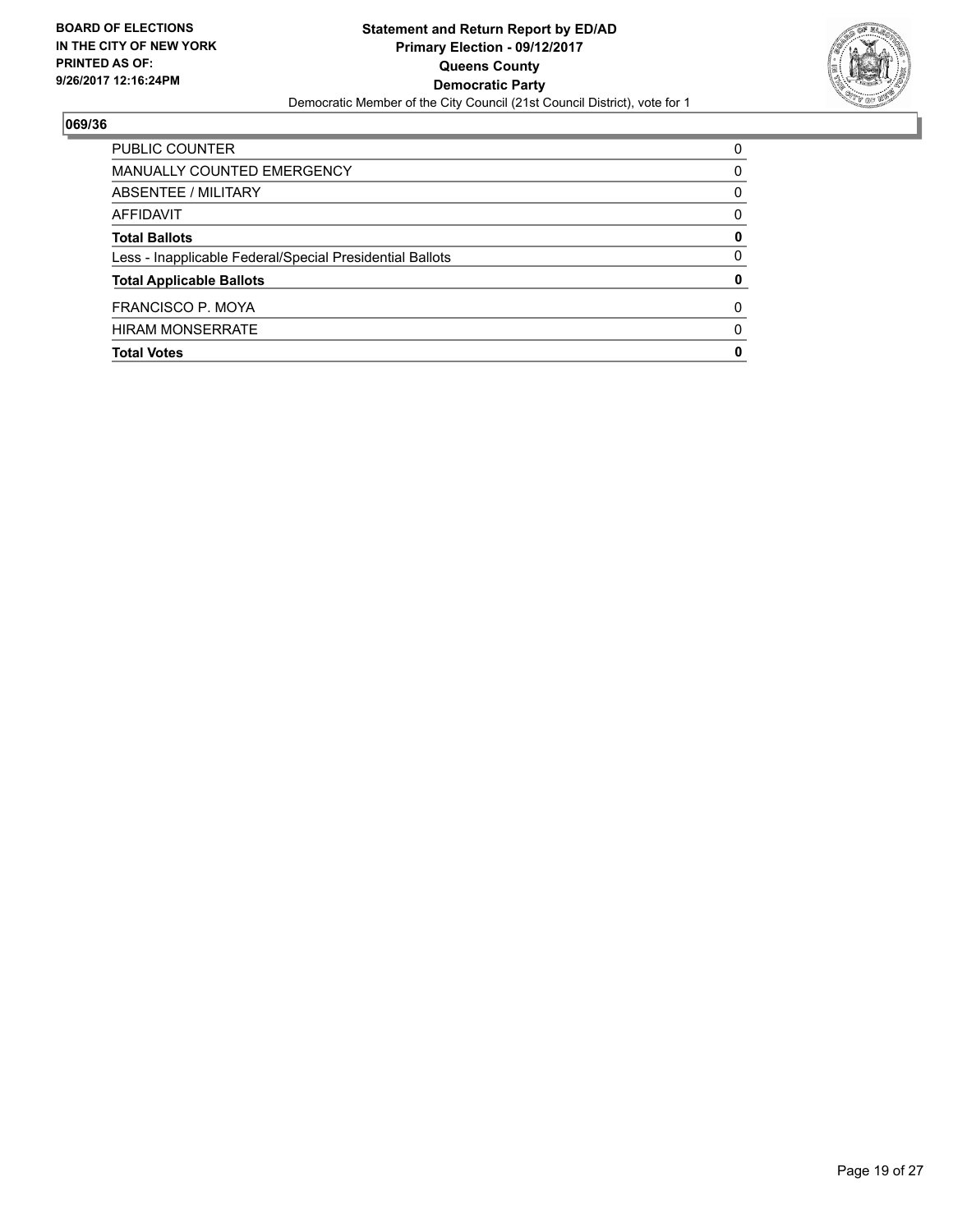**BOARD OF ELECTIONS IN THE CITY OF NEW YORK PRINTED AS OF: 9/26/2017 12:16:24PM**

**Statement and Return Report by ED/AD**
**Primary Election - 09/12/2017**
**Queens County**
**Democratic Party**
Democratic Member of the City Council (21st Council District), vote for 1

## 069/36

| | |
|---|---|
| PUBLIC COUNTER | 0 |
| MANUALLY COUNTED EMERGENCY | 0 |
| ABSENTEE / MILITARY | 0 |
| AFFIDAVIT | 0 |
| **Total Ballots** | **0** |
| Less - Inapplicable Federal/Special Presidential Ballots | 0 |
| **Total Applicable Ballots** | **0** |
| FRANCISCO P. MOYA | 0 |
| HIRAM MONSERRATE | 0 |
| **Total Votes** | **0** |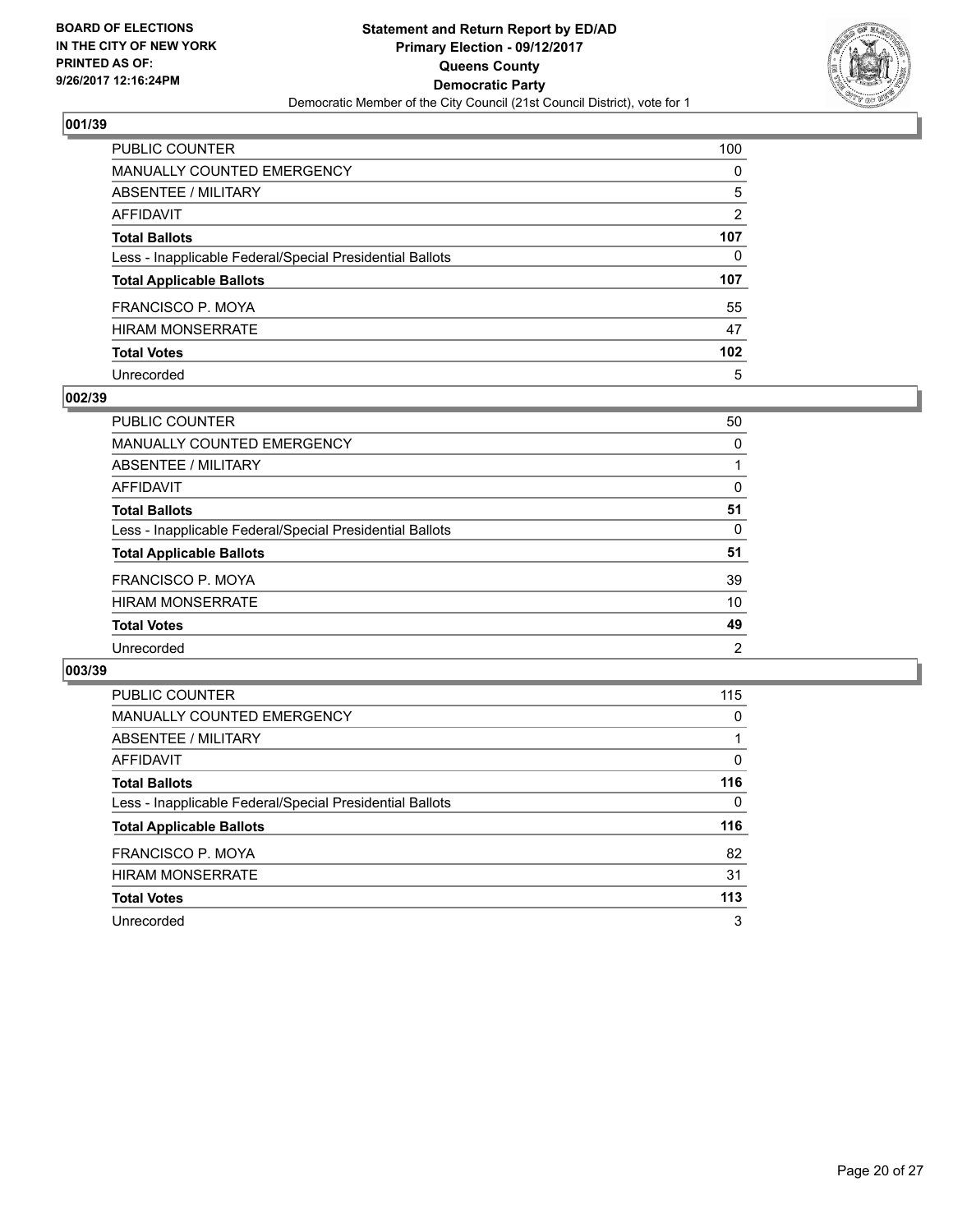**BOARD OF ELECTIONS**
**IN THE CITY OF NEW YORK**
**PRINTED AS OF:**
**9/26/2017 12:16:24PM**

**Statement and Return Report by ED/AD**
**Primary Election - 09/12/2017**
**Queens County**
**Democratic Party**
Democratic Member of the City Council (21st Council District), vote for 1

### 001/39

| | |
|---|---|
| PUBLIC COUNTER | 100 |
| MANUALLY COUNTED EMERGENCY | 0 |
| ABSENTEE / MILITARY | 5 |
| AFFIDAVIT | 2 |
| **Total Ballots** | **107** |
| Less - Inapplicable Federal/Special Presidential Ballots | 0 |
| **Total Applicable Ballots** | **107** |
| FRANCISCO P. MOYA | 55 |
| HIRAM MONSERRATE | 47 |
| **Total Votes** | **102** |
| Unrecorded | 5 |

### 002/39

| | |
|---|---|
| PUBLIC COUNTER | 50 |
| MANUALLY COUNTED EMERGENCY | 0 |
| ABSENTEE / MILITARY | 1 |
| AFFIDAVIT | 0 |
| **Total Ballots** | **51** |
| Less - Inapplicable Federal/Special Presidential Ballots | 0 |
| **Total Applicable Ballots** | **51** |
| FRANCISCO P. MOYA | 39 |
| HIRAM MONSERRATE | 10 |
| **Total Votes** | **49** |
| Unrecorded | 2 |

### 003/39

| | |
|---|---|
| PUBLIC COUNTER | 115 |
| MANUALLY COUNTED EMERGENCY | 0 |
| ABSENTEE / MILITARY | 1 |
| AFFIDAVIT | 0 |
| **Total Ballots** | **116** |
| Less - Inapplicable Federal/Special Presidential Ballots | 0 |
| **Total Applicable Ballots** | **116** |
| FRANCISCO P. MOYA | 82 |
| HIRAM MONSERRATE | 31 |
| **Total Votes** | **113** |
| Unrecorded | 3 |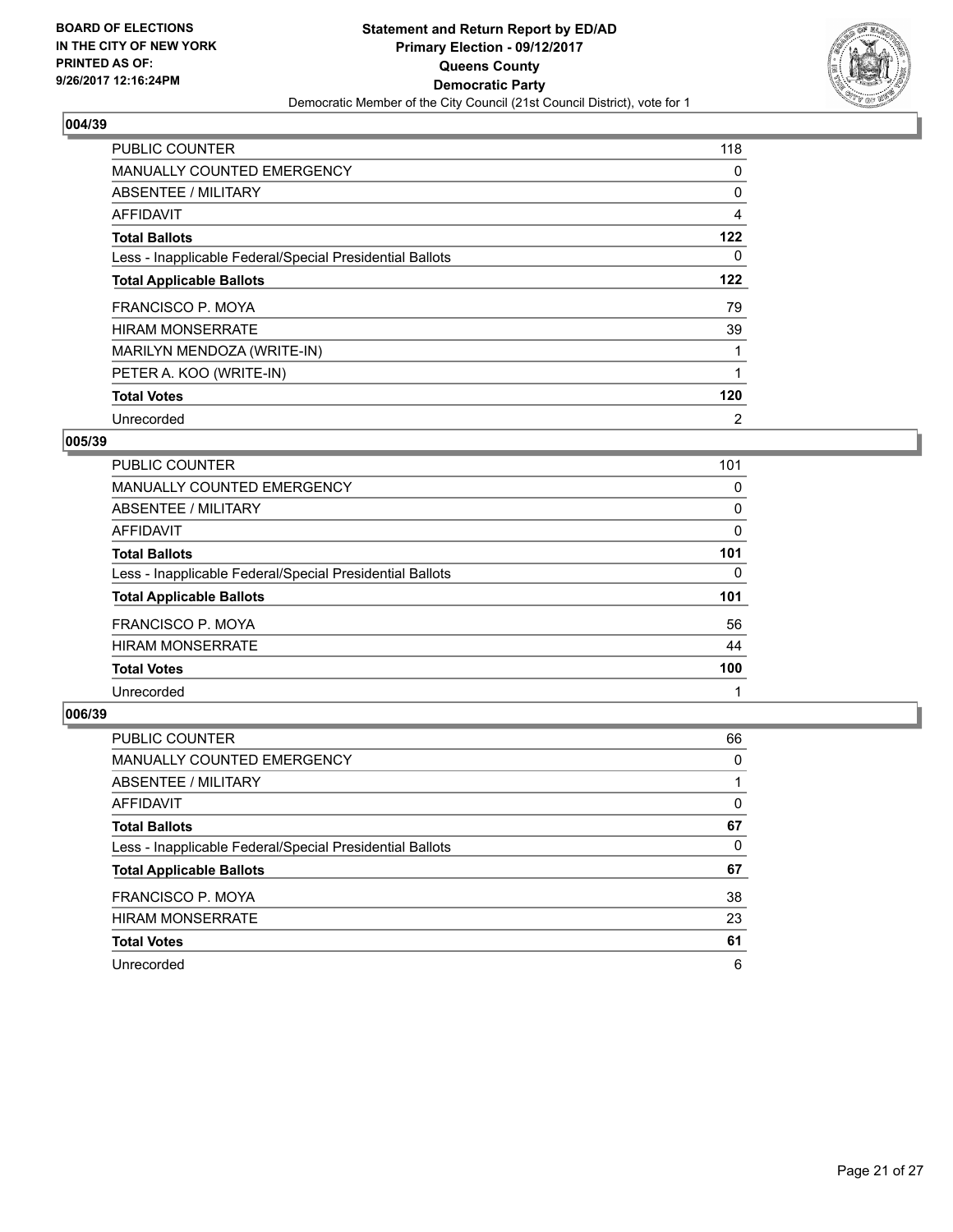**Statement and Return Report by ED/AD**
**Primary Election - 09/12/2017**
**Queens County**
**Democratic Party**
Democratic Member of the City Council (21st Council District), vote for 1

BOARD OF ELECTIONS
IN THE CITY OF NEW YORK
PRINTED AS OF:
9/26/2017 12:16:24PM

### 004/39

| | |
|---|---|
| PUBLIC COUNTER | 118 |
| MANUALLY COUNTED EMERGENCY | 0 |
| ABSENTEE / MILITARY | 0 |
| AFFIDAVIT | 4 |
| **Total Ballots** | **122** |
| Less - Inapplicable Federal/Special Presidential Ballots | 0 |
| **Total Applicable Ballots** | **122** |
| FRANCISCO P. MOYA | 79 |
| HIRAM MONSERRATE | 39 |
| MARILYN MENDOZA (WRITE-IN) | 1 |
| PETER A. KOO (WRITE-IN) | 1 |
| **Total Votes** | **120** |
| Unrecorded | 2 |

### 005/39

| | |
|---|---|
| PUBLIC COUNTER | 101 |
| MANUALLY COUNTED EMERGENCY | 0 |
| ABSENTEE / MILITARY | 0 |
| AFFIDAVIT | 0 |
| **Total Ballots** | **101** |
| Less - Inapplicable Federal/Special Presidential Ballots | 0 |
| **Total Applicable Ballots** | **101** |
| FRANCISCO P. MOYA | 56 |
| HIRAM MONSERRATE | 44 |
| **Total Votes** | **100** |
| Unrecorded | 1 |

### 006/39

| | |
|---|---|
| PUBLIC COUNTER | 66 |
| MANUALLY COUNTED EMERGENCY | 0 |
| ABSENTEE / MILITARY | 1 |
| AFFIDAVIT | 0 |
| **Total Ballots** | **67** |
| Less - Inapplicable Federal/Special Presidential Ballots | 0 |
| **Total Applicable Ballots** | **67** |
| FRANCISCO P. MOYA | 38 |
| HIRAM MONSERRATE | 23 |
| **Total Votes** | **61** |
| Unrecorded | 6 |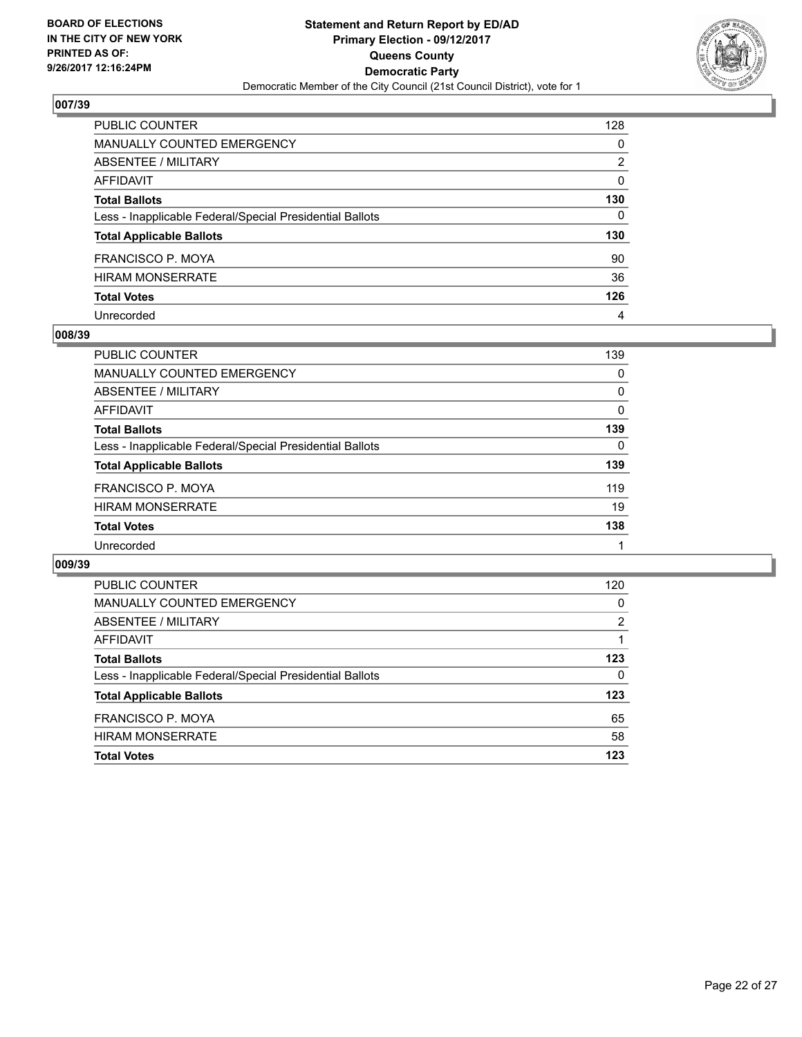**BOARD OF ELECTIONS IN THE CITY OF NEW YORK PRINTED AS OF: 9/26/2017 12:16:24PM**

**Statement and Return Report by ED/AD**
**Primary Election - 09/12/2017**
**Queens County**
**Democratic Party**
Democratic Member of the City Council (21st Council District), vote for 1

## 007/39

| | |
|---|---|
| PUBLIC COUNTER | 128 |
| MANUALLY COUNTED EMERGENCY | 0 |
| ABSENTEE / MILITARY | 2 |
| AFFIDAVIT | 0 |
| **Total Ballots** | **130** |
| Less - Inapplicable Federal/Special Presidential Ballots | 0 |
| **Total Applicable Ballots** | **130** |
| FRANCISCO P. MOYA | 90 |
| HIRAM MONSERRATE | 36 |
| **Total Votes** | **126** |
| Unrecorded | 4 |

## 008/39

| | |
|---|---|
| PUBLIC COUNTER | 139 |
| MANUALLY COUNTED EMERGENCY | 0 |
| ABSENTEE / MILITARY | 0 |
| AFFIDAVIT | 0 |
| **Total Ballots** | **139** |
| Less - Inapplicable Federal/Special Presidential Ballots | 0 |
| **Total Applicable Ballots** | **139** |
| FRANCISCO P. MOYA | 119 |
| HIRAM MONSERRATE | 19 |
| **Total Votes** | **138** |
| Unrecorded | 1 |

## 009/39

| | |
|---|---|
| PUBLIC COUNTER | 120 |
| MANUALLY COUNTED EMERGENCY | 0 |
| ABSENTEE / MILITARY | 2 |
| AFFIDAVIT | 1 |
| **Total Ballots** | **123** |
| Less - Inapplicable Federal/Special Presidential Ballots | 0 |
| **Total Applicable Ballots** | **123** |
| FRANCISCO P. MOYA | 65 |
| HIRAM MONSERRATE | 58 |
| **Total Votes** | **123** |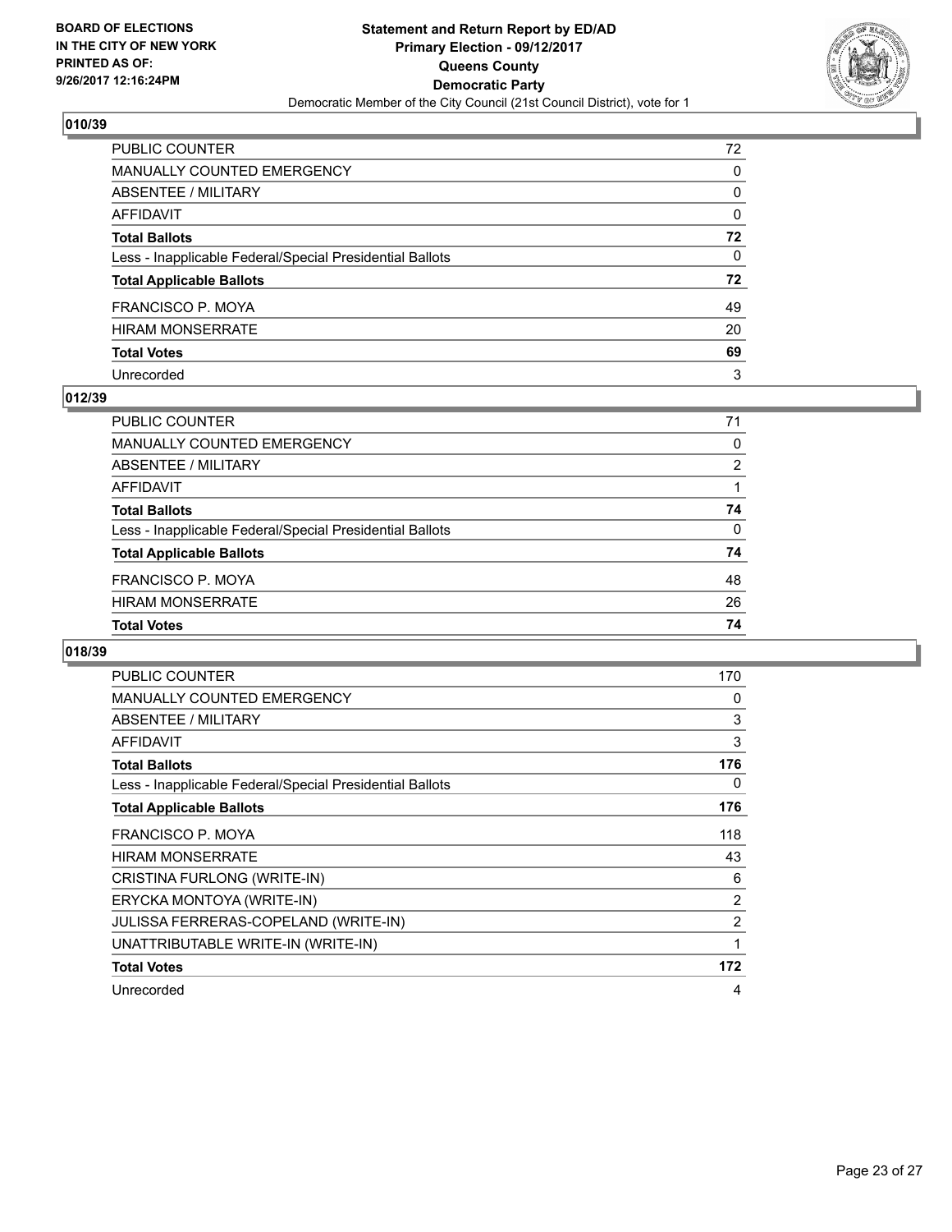**BOARD OF ELECTIONS IN THE CITY OF NEW YORK PRINTED AS OF: 9/26/2017 12:16:24PM**

**Statement and Return Report by ED/AD Primary Election - 09/12/2017 Queens County Democratic Party**

Democratic Member of the City Council (21st Council District), vote for 1

## 010/39

| | |
|---|---|
| PUBLIC COUNTER | 72 |
| MANUALLY COUNTED EMERGENCY | 0 |
| ABSENTEE / MILITARY | 0 |
| AFFIDAVIT | 0 |
| **Total Ballots** | **72** |
| Less - Inapplicable Federal/Special Presidential Ballots | 0 |
| **Total Applicable Ballots** | **72** |
| FRANCISCO P. MOYA | 49 |
| HIRAM MONSERRATE | 20 |
| **Total Votes** | **69** |
| Unrecorded | 3 |

## 012/39

| | |
|---|---|
| PUBLIC COUNTER | 71 |
| MANUALLY COUNTED EMERGENCY | 0 |
| ABSENTEE / MILITARY | 2 |
| AFFIDAVIT | 1 |
| **Total Ballots** | **74** |
| Less - Inapplicable Federal/Special Presidential Ballots | 0 |
| **Total Applicable Ballots** | **74** |
| FRANCISCO P. MOYA | 48 |
| HIRAM MONSERRATE | 26 |
| **Total Votes** | **74** |

## 018/39

| | |
|---|---|
| PUBLIC COUNTER | 170 |
| MANUALLY COUNTED EMERGENCY | 0 |
| ABSENTEE / MILITARY | 3 |
| AFFIDAVIT | 3 |
| **Total Ballots** | **176** |
| Less - Inapplicable Federal/Special Presidential Ballots | 0 |
| **Total Applicable Ballots** | **176** |
| FRANCISCO P. MOYA | 118 |
| HIRAM MONSERRATE | 43 |
| CRISTINA FURLONG (WRITE-IN) | 6 |
| ERYCKA MONTOYA (WRITE-IN) | 2 |
| JULISSA FERRERAS-COPELAND (WRITE-IN) | 2 |
| UNATTRIBUTABLE WRITE-IN (WRITE-IN) | 1 |
| **Total Votes** | **172** |
| Unrecorded | 4 |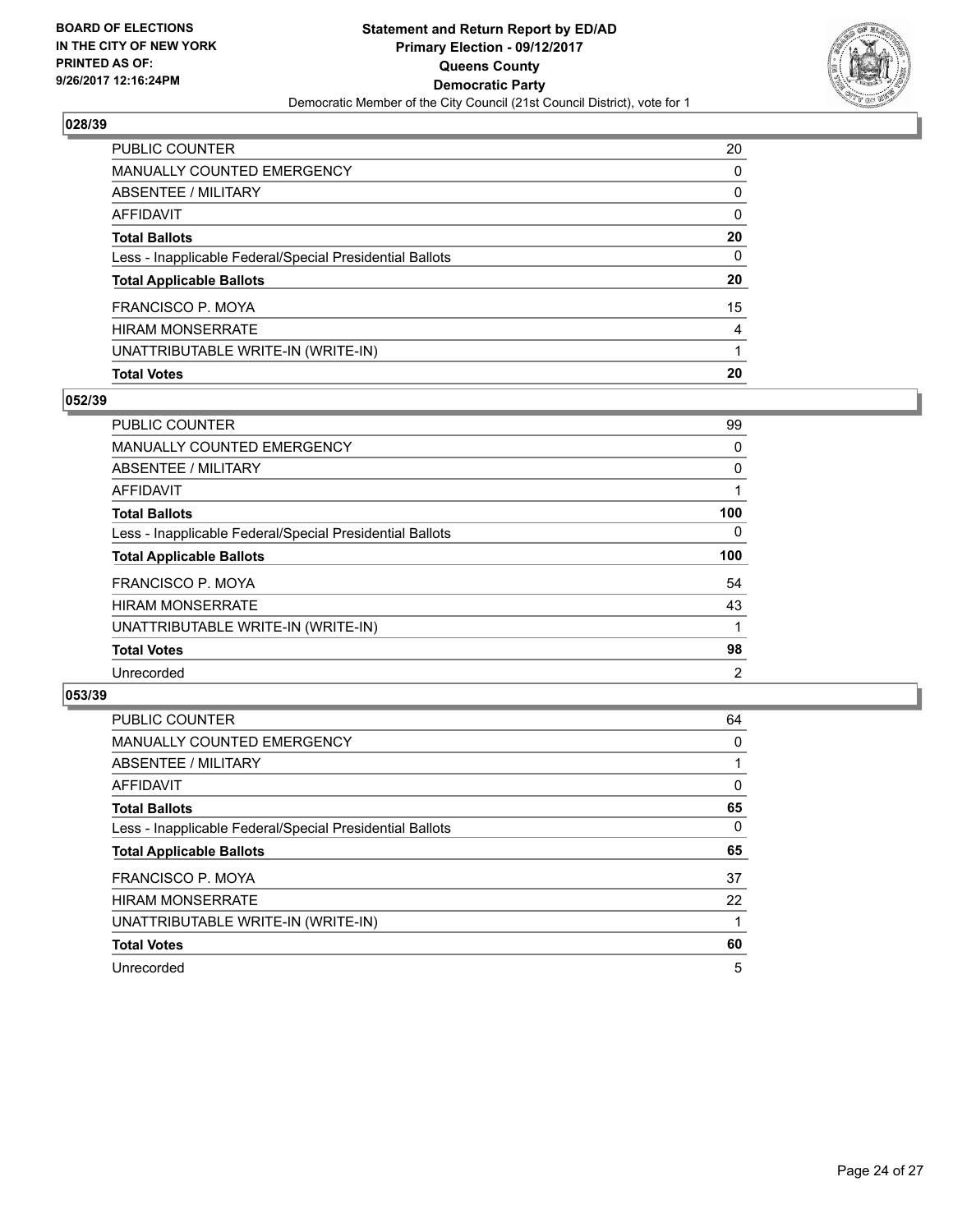**BOARD OF ELECTIONS IN THE CITY OF NEW YORK PRINTED AS OF: 9/26/2017 12:16:24PM**

**Statement and Return Report by ED/AD Primary Election - 09/12/2017 Queens County Democratic Party**

Democratic Member of the City Council (21st Council District), vote for 1

### 028/39

| | |
|---|---|
| PUBLIC COUNTER | 20 |
| MANUALLY COUNTED EMERGENCY | 0 |
| ABSENTEE / MILITARY | 0 |
| AFFIDAVIT | 0 |
| **Total Ballots** | **20** |
| Less - Inapplicable Federal/Special Presidential Ballots | 0 |
| **Total Applicable Ballots** | **20** |
| FRANCISCO P. MOYA | 15 |
| HIRAM MONSERRATE | 4 |
| UNATTRIBUTABLE WRITE-IN (WRITE-IN) | 1 |
| **Total Votes** | **20** |

### 052/39

| | |
|---|---|
| PUBLIC COUNTER | 99 |
| MANUALLY COUNTED EMERGENCY | 0 |
| ABSENTEE / MILITARY | 0 |
| AFFIDAVIT | 1 |
| **Total Ballots** | **100** |
| Less - Inapplicable Federal/Special Presidential Ballots | 0 |
| **Total Applicable Ballots** | **100** |
| FRANCISCO P. MOYA | 54 |
| HIRAM MONSERRATE | 43 |
| UNATTRIBUTABLE WRITE-IN (WRITE-IN) | 1 |
| **Total Votes** | **98** |
| Unrecorded | 2 |

### 053/39

| | |
|---|---|
| PUBLIC COUNTER | 64 |
| MANUALLY COUNTED EMERGENCY | 0 |
| ABSENTEE / MILITARY | 1 |
| AFFIDAVIT | 0 |
| **Total Ballots** | **65** |
| Less - Inapplicable Federal/Special Presidential Ballots | 0 |
| **Total Applicable Ballots** | **65** |
| FRANCISCO P. MOYA | 37 |
| HIRAM MONSERRATE | 22 |
| UNATTRIBUTABLE WRITE-IN (WRITE-IN) | 1 |
| **Total Votes** | **60** |
| Unrecorded | 5 |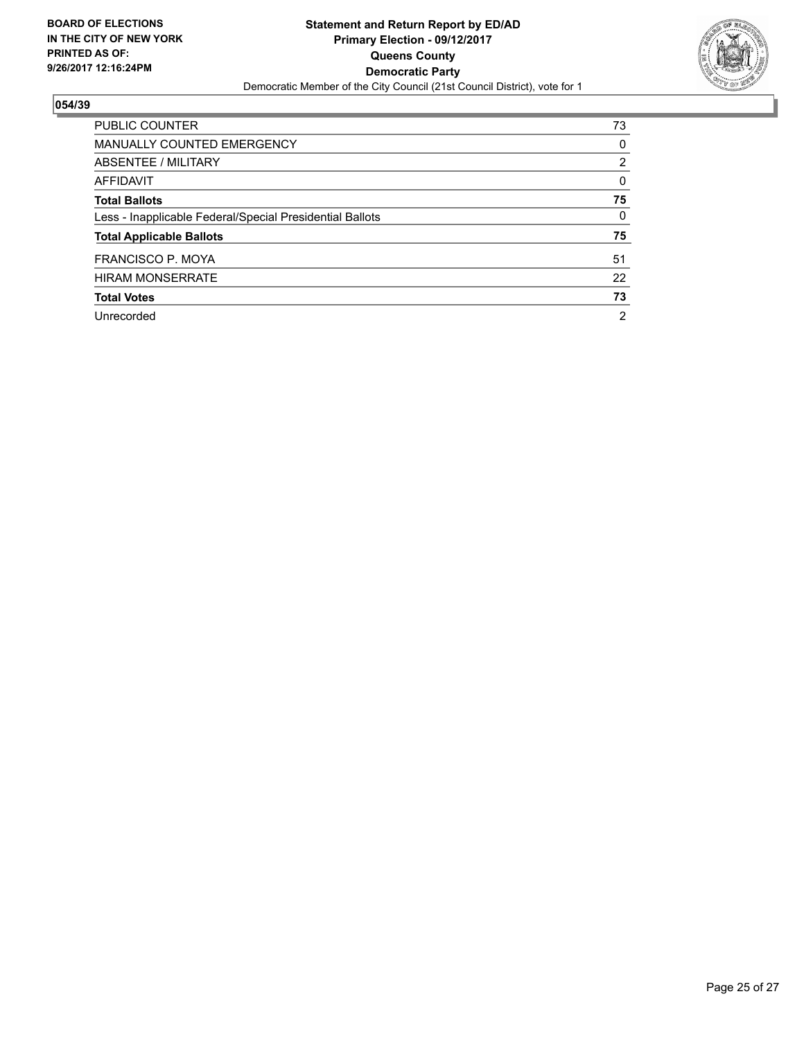BOARD OF ELECTIONS
IN THE CITY OF NEW YORK
PRINTED AS OF:
9/26/2017 12:16:24PM

**Statement and Return Report by ED/AD**
**Primary Election - 09/12/2017**
**Queens County**
**Democratic Party**
Democratic Member of the City Council (21st Council District), vote for 1

## 054/39

| | |
|---|---|
| PUBLIC COUNTER | 73 |
| MANUALLY COUNTED EMERGENCY | 0 |
| ABSENTEE / MILITARY | 2 |
| AFFIDAVIT | 0 |
| **Total Ballots** | **75** |
| Less - Inapplicable Federal/Special Presidential Ballots | 0 |
| **Total Applicable Ballots** | **75** |
| FRANCISCO P. MOYA | 51 |
| HIRAM MONSERRATE | 22 |
| **Total Votes** | **73** |
| Unrecorded | 2 |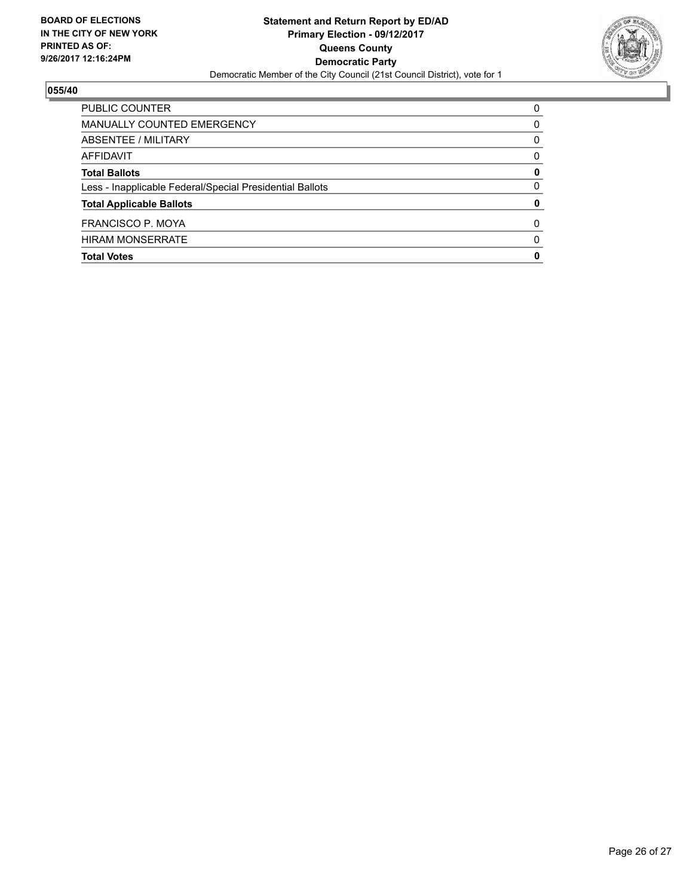**BOARD OF ELECTIONS IN THE CITY OF NEW YORK PRINTED AS OF: 9/26/2017 12:16:24PM**

**Statement and Return Report by ED/AD**
**Primary Election - 09/12/2017**
**Queens County**
**Democratic Party**
Democratic Member of the City Council (21st Council District), vote for 1

### 055/40

| | |
|---|---|
| PUBLIC COUNTER | 0 |
| MANUALLY COUNTED EMERGENCY | 0 |
| ABSENTEE / MILITARY | 0 |
| AFFIDAVIT | 0 |
| **Total Ballots** | **0** |
| Less - Inapplicable Federal/Special Presidential Ballots | 0 |
| **Total Applicable Ballots** | **0** |
| FRANCISCO P. MOYA | 0 |
| HIRAM MONSERRATE | 0 |
| **Total Votes** | **0** |